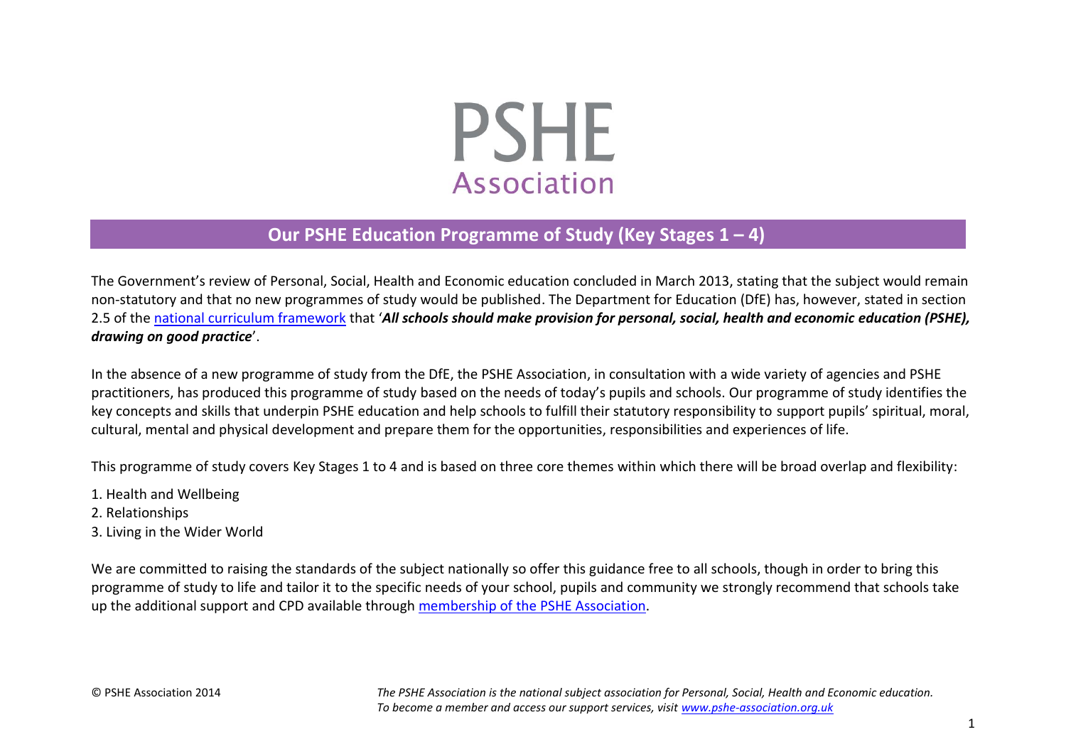# PSHE Association

## Our PSHE Education Programme of Study (Key Stages 1 – 4)

The Government's review of Personal, Social, Health and Economic education concluded in March 2013, stating that the subject would remain non-statutory and that no new programmes of study would be published. The Department for Education (DfE) has, however, stated in section 2.5 of the national curriculum framework that '***All schools should make provision for personal, social, health and economic education (PSHE), drawing on good practice***'.

In the absence of a new programme of study from the DfE, the PSHE Association, in consultation with a wide variety of agencies and PSHE practitioners, has produced this programme of study based on the needs of today's pupils and schools. Our programme of study identifies the key concepts and skills that underpin PSHE education and help schools to fulfill their statutory responsibility to support pupils' spiritual, moral, cultural, mental and physical development and prepare them for the opportunities, responsibilities and experiences of life.

This programme of study covers Key Stages 1 to 4 and is based on three core themes within which there will be broad overlap and flexibility:

1. Health and Wellbeing
2. Relationships
3. Living in the Wider World

We are committed to raising the standards of the subject nationally so offer this guidance free to all schools, though in order to bring this programme of study to life and tailor it to the specific needs of your school, pupils and community we strongly recommend that schools take up the additional support and CPD available through membership of the PSHE Association.

© PSHE Association 2014

*The PSHE Association is the national subject association for Personal, Social, Health and Economic education. To become a member and access our support services, visit www.pshe-association.org.uk*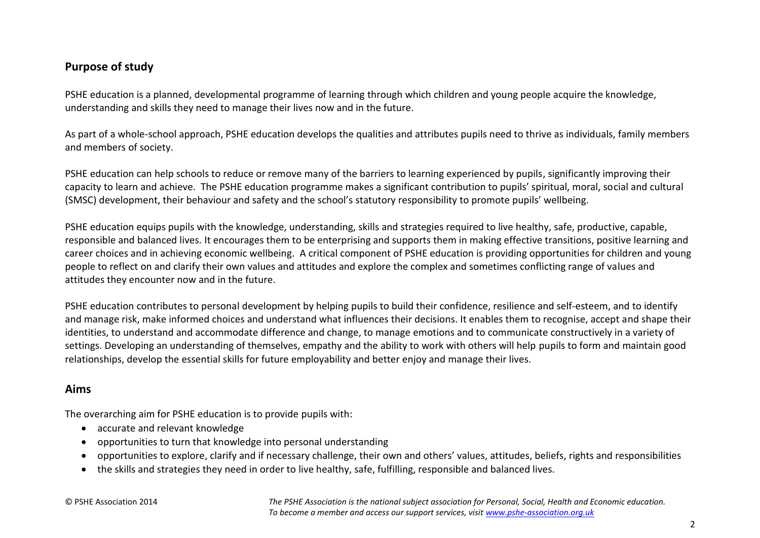## Purpose of study

PSHE education is a planned, developmental programme of learning through which children and young people acquire the knowledge, understanding and skills they need to manage their lives now and in the future.

As part of a whole-school approach, PSHE education develops the qualities and attributes pupils need to thrive as individuals, family members and members of society.

PSHE education can help schools to reduce or remove many of the barriers to learning experienced by pupils, significantly improving their capacity to learn and achieve. The PSHE education programme makes a significant contribution to pupils' spiritual, moral, social and cultural (SMSC) development, their behaviour and safety and the school's statutory responsibility to promote pupils' wellbeing.

PSHE education equips pupils with the knowledge, understanding, skills and strategies required to live healthy, safe, productive, capable, responsible and balanced lives. It encourages them to be enterprising and supports them in making effective transitions, positive learning and career choices and in achieving economic wellbeing. A critical component of PSHE education is providing opportunities for children and young people to reflect on and clarify their own values and attitudes and explore the complex and sometimes conflicting range of values and attitudes they encounter now and in the future.

PSHE education contributes to personal development by helping pupils to build their confidence, resilience and self-esteem, and to identify and manage risk, make informed choices and understand what influences their decisions. It enables them to recognise, accept and shape their identities, to understand and accommodate difference and change, to manage emotions and to communicate constructively in a variety of settings. Developing an understanding of themselves, empathy and the ability to work with others will help pupils to form and maintain good relationships, develop the essential skills for future employability and better enjoy and manage their lives.

## Aims

The overarching aim for PSHE education is to provide pupils with:

- accurate and relevant knowledge
- opportunities to turn that knowledge into personal understanding
- opportunities to explore, clarify and if necessary challenge, their own and others' values, attitudes, beliefs, rights and responsibilities
- the skills and strategies they need in order to live healthy, safe, fulfilling, responsible and balanced lives.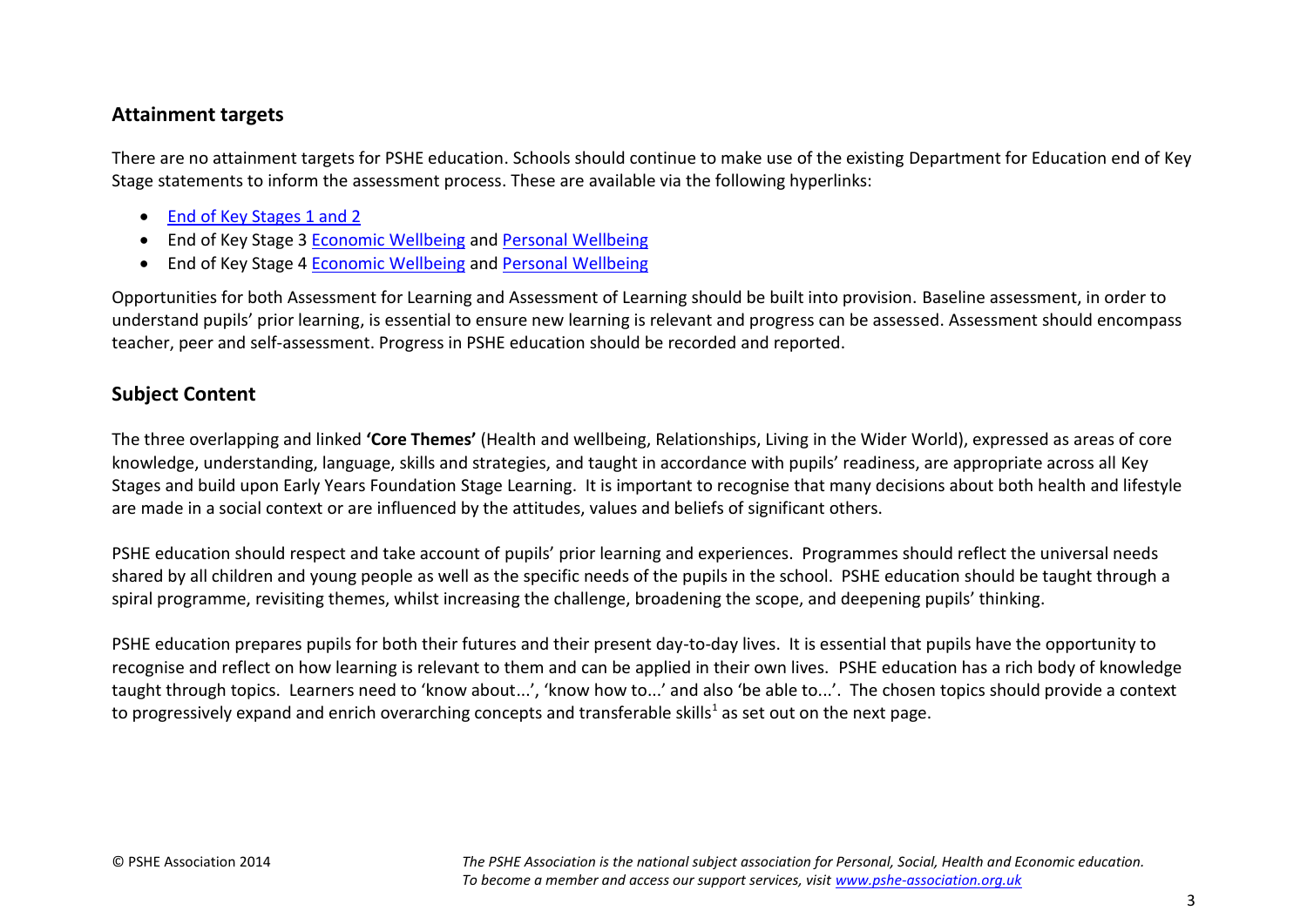## Attainment targets

There are no attainment targets for PSHE education. Schools should continue to make use of the existing Department for Education end of Key Stage statements to inform the assessment process. These are available via the following hyperlinks:

- End of Key Stages 1 and 2
- End of Key Stage 3 Economic Wellbeing and Personal Wellbeing
- End of Key Stage 4 Economic Wellbeing and Personal Wellbeing

Opportunities for both Assessment for Learning and Assessment of Learning should be built into provision. Baseline assessment, in order to understand pupils' prior learning, is essential to ensure new learning is relevant and progress can be assessed. Assessment should encompass teacher, peer and self-assessment. Progress in PSHE education should be recorded and reported.

## Subject Content

The three overlapping and linked **'Core Themes'** (Health and wellbeing, Relationships, Living in the Wider World), expressed as areas of core knowledge, understanding, language, skills and strategies, and taught in accordance with pupils' readiness, are appropriate across all Key Stages and build upon Early Years Foundation Stage Learning. It is important to recognise that many decisions about both health and lifestyle are made in a social context or are influenced by the attitudes, values and beliefs of significant others.

PSHE education should respect and take account of pupils' prior learning and experiences. Programmes should reflect the universal needs shared by all children and young people as well as the specific needs of the pupils in the school. PSHE education should be taught through a spiral programme, revisiting themes, whilst increasing the challenge, broadening the scope, and deepening pupils' thinking.

PSHE education prepares pupils for both their futures and their present day-to-day lives. It is essential that pupils have the opportunity to recognise and reflect on how learning is relevant to them and can be applied in their own lives. PSHE education has a rich body of knowledge taught through topics. Learners need to 'know about...', 'know how to...' and also 'be able to...'. The chosen topics should provide a context to progressively expand and enrich overarching concepts and transferable skills[1] as set out on the next page.

© PSHE Association 2014

*The PSHE Association is the national subject association for Personal, Social, Health and Economic education. To become a member and access our support services, visit www.pshe-association.org.uk*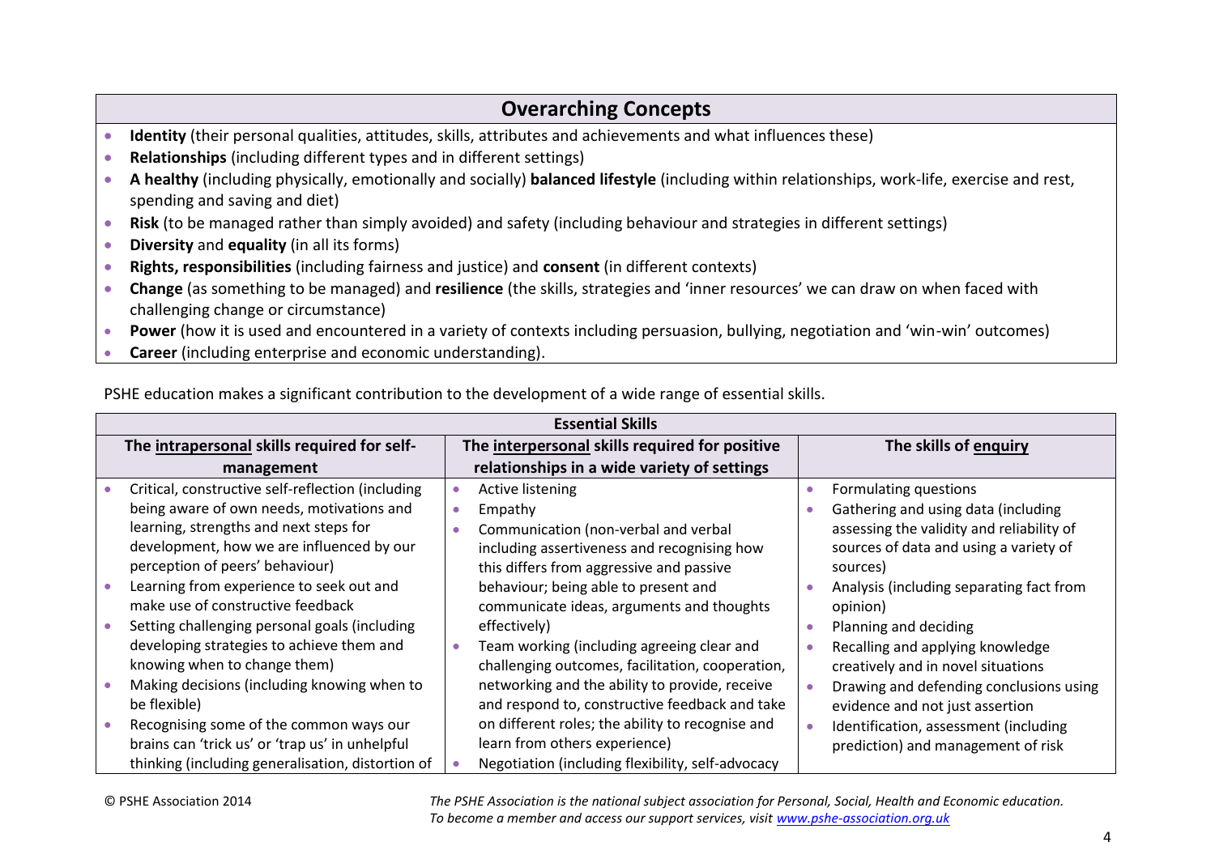## Overarching Concepts

- **Identity** (their personal qualities, attitudes, skills, attributes and achievements and what influences these)
- **Relationships** (including different types and in different settings)
- **A healthy** (including physically, emotionally and socially) **balanced lifestyle** (including within relationships, work-life, exercise and rest, spending and saving and diet)
- **Risk** (to be managed rather than simply avoided) and safety (including behaviour and strategies in different settings)
- **Diversity** and **equality** (in all its forms)
- **Rights, responsibilities** (including fairness and justice) and **consent** (in different contexts)
- **Change** (as something to be managed) and **resilience** (the skills, strategies and 'inner resources' we can draw on when faced with challenging change or circumstance)
- **Power** (how it is used and encountered in a variety of contexts including persuasion, bullying, negotiation and 'win-win' outcomes)
- **Career** (including enterprise and economic understanding).

PSHE education makes a significant contribution to the development of a wide range of essential skills.

| Essential Skills | | |
|---|---|---|
| **The intrapersonal skills required for self-management** | **The interpersonal skills required for positive relationships in a wide variety of settings** | **The skills of enquiry** |
| • Critical, constructive self-reflection (including being aware of own needs, motivations and learning, strengths and next steps for development, how we are influenced by our perception of peers' behaviour)<br>• Learning from experience to seek out and make use of constructive feedback<br>• Setting challenging personal goals (including developing strategies to achieve them and knowing when to change them)<br>• Making decisions (including knowing when to be flexible)<br>• Recognising some of the common ways our brains can 'trick us' or 'trap us' in unhelpful thinking (including generalisation, distortion of | • Active listening<br>• Empathy<br>• Communication (non-verbal and verbal including assertiveness and recognising how this differs from aggressive and passive behaviour; being able to present and communicate ideas, arguments and thoughts effectively)<br>• Team working (including agreeing clear and challenging outcomes, facilitation, cooperation, networking and the ability to provide, receive and respond to, constructive feedback and take on different roles; the ability to recognise and learn from others experience)<br>• Negotiation (including flexibility, self-advocacy | • Formulating questions<br>• Gathering and using data (including assessing the validity and reliability of sources of data and using a variety of sources)<br>• Analysis (including separating fact from opinion)<br>• Planning and deciding<br>• Recalling and applying knowledge creatively and in novel situations<br>• Drawing and defending conclusions using evidence and not just assertion<br>• Identification, assessment (including prediction) and management of risk |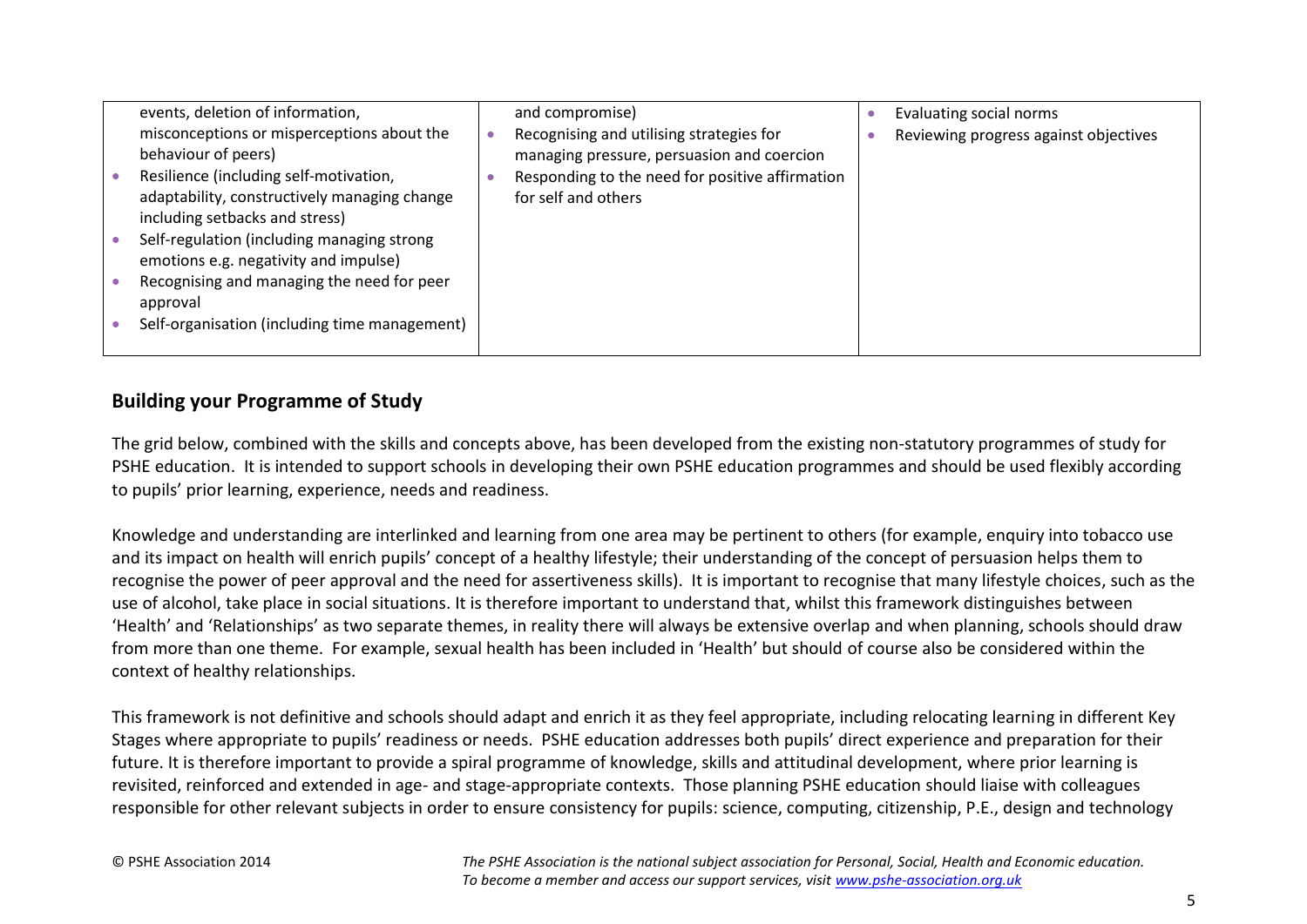| | | |
|---|---|---|
| events, deletion of information, misconceptions or misperceptions about the behaviour of peers)<br>• Resilience (including self-motivation, adaptability, constructively managing change including setbacks and stress)<br>• Self-regulation (including managing strong emotions e.g. negativity and impulse)<br>• Recognising and managing the need for peer approval<br>• Self-organisation (including time management) | and compromise)<br>• Recognising and utilising strategies for managing pressure, persuasion and coercion<br>• Responding to the need for positive affirmation for self and others | • Evaluating social norms<br>• Reviewing progress against objectives |

## Building your Programme of Study

The grid below, combined with the skills and concepts above, has been developed from the existing non-statutory programmes of study for PSHE education. It is intended to support schools in developing their own PSHE education programmes and should be used flexibly according to pupils' prior learning, experience, needs and readiness.

Knowledge and understanding are interlinked and learning from one area may be pertinent to others (for example, enquiry into tobacco use and its impact on health will enrich pupils' concept of a healthy lifestyle; their understanding of the concept of persuasion helps them to recognise the power of peer approval and the need for assertiveness skills). It is important to recognise that many lifestyle choices, such as the use of alcohol, take place in social situations. It is therefore important to understand that, whilst this framework distinguishes between 'Health' and 'Relationships' as two separate themes, in reality there will always be extensive overlap and when planning, schools should draw from more than one theme. For example, sexual health has been included in 'Health' but should of course also be considered within the context of healthy relationships.

This framework is not definitive and schools should adapt and enrich it as they feel appropriate, including relocating learning in different Key Stages where appropriate to pupils' readiness or needs. PSHE education addresses both pupils' direct experience and preparation for their future. It is therefore important to provide a spiral programme of knowledge, skills and attitudinal development, where prior learning is revisited, reinforced and extended in age- and stage-appropriate contexts. Those planning PSHE education should liaise with colleagues responsible for other relevant subjects in order to ensure consistency for pupils: science, computing, citizenship, P.E., design and technology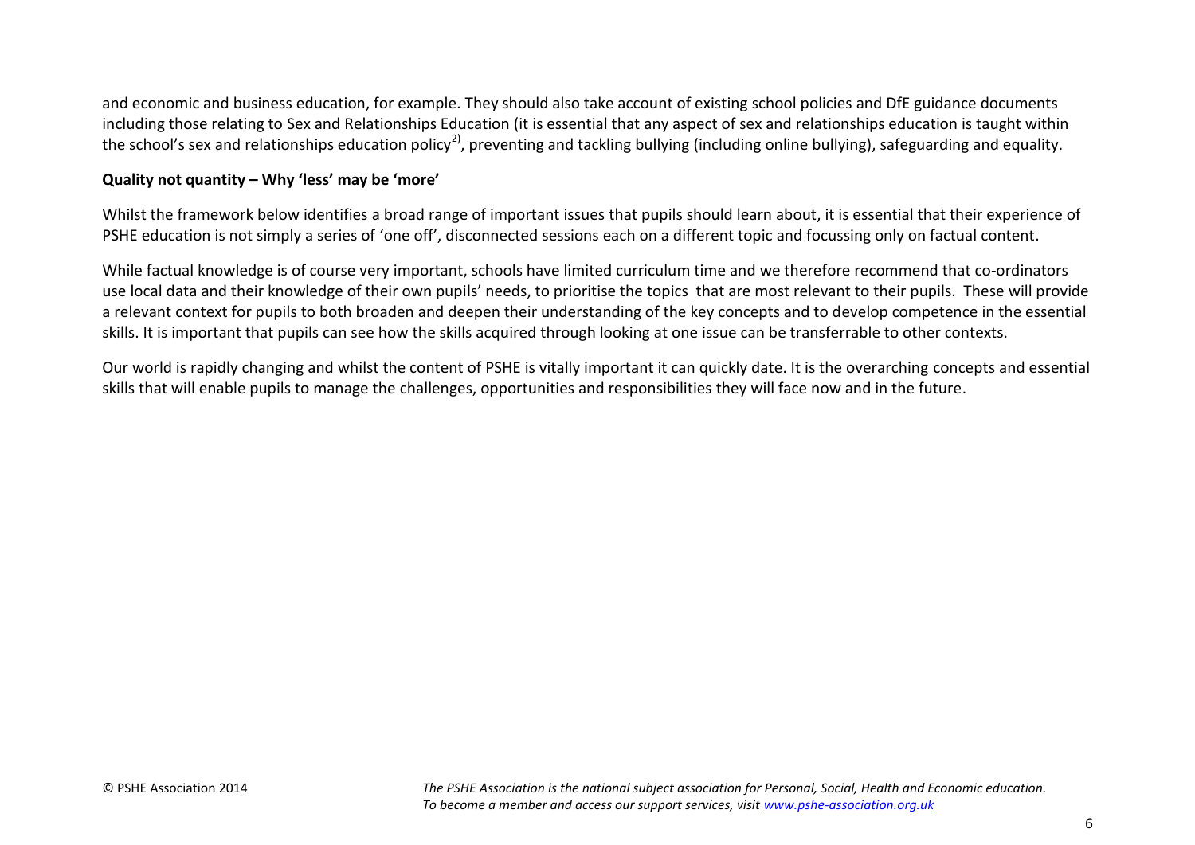and economic and business education, for example. They should also take account of existing school policies and DfE guidance documents including those relating to Sex and Relationships Education (it is essential that any aspect of sex and relationships education is taught within the school's sex and relationships education policy[2)], preventing and tackling bullying (including online bullying), safeguarding and equality.

**Quality not quantity – Why 'less' may be 'more'**

Whilst the framework below identifies a broad range of important issues that pupils should learn about, it is essential that their experience of PSHE education is not simply a series of 'one off', disconnected sessions each on a different topic and focussing only on factual content.

While factual knowledge is of course very important, schools have limited curriculum time and we therefore recommend that co-ordinators use local data and their knowledge of their own pupils' needs, to prioritise the topics that are most relevant to their pupils. These will provide a relevant context for pupils to both broaden and deepen their understanding of the key concepts and to develop competence in the essential skills. It is important that pupils can see how the skills acquired through looking at one issue can be transferrable to other contexts.

Our world is rapidly changing and whilst the content of PSHE is vitally important it can quickly date. It is the overarching concepts and essential skills that will enable pupils to manage the challenges, opportunities and responsibilities they will face now and in the future.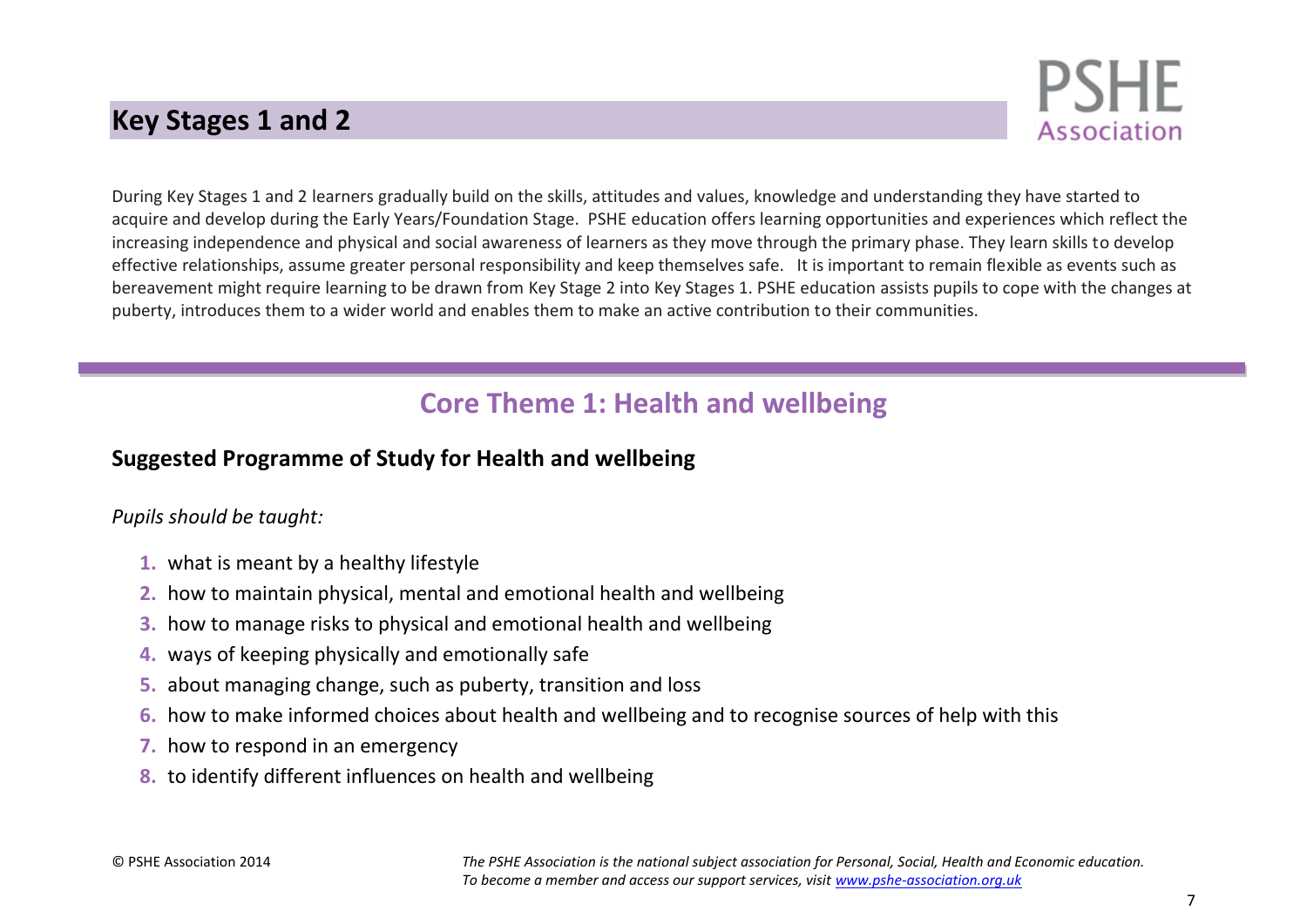# Key Stages 1 and 2

During Key Stages 1 and 2 learners gradually build on the skills, attitudes and values, knowledge and understanding they have started to acquire and develop during the Early Years/Foundation Stage. PSHE education offers learning opportunities and experiences which reflect the increasing independence and physical and social awareness of learners as they move through the primary phase. They learn skills to develop effective relationships, assume greater personal responsibility and keep themselves safe. It is important to remain flexible as events such as bereavement might require learning to be drawn from Key Stage 2 into Key Stages 1. PSHE education assists pupils to cope with the changes at puberty, introduces them to a wider world and enables them to make an active contribution to their communities.

## Core Theme 1: Health and wellbeing

### Suggested Programme of Study for Health and wellbeing

*Pupils should be taught:*

1. what is meant by a healthy lifestyle
2. how to maintain physical, mental and emotional health and wellbeing
3. how to manage risks to physical and emotional health and wellbeing
4. ways of keeping physically and emotionally safe
5. about managing change, such as puberty, transition and loss
6. how to make informed choices about health and wellbeing and to recognise sources of help with this
7. how to respond in an emergency
8. to identify different influences on health and wellbeing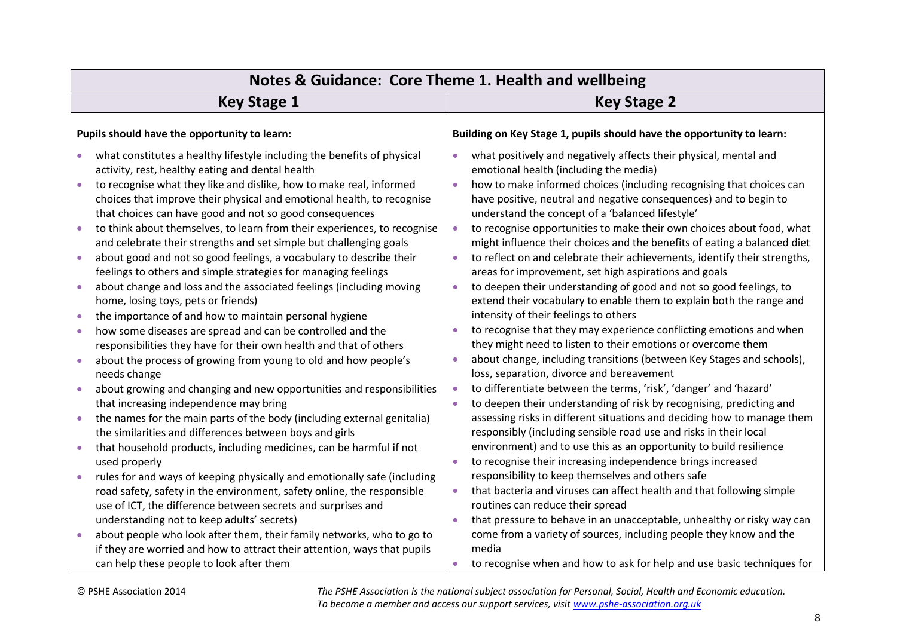## Notes & Guidance: Core Theme 1. Health and wellbeing

| Key Stage 1 | Key Stage 2 |
|---|---|
| **Pupils should have the opportunity to learn:**<br><br>• what constitutes a healthy lifestyle including the benefits of physical activity, rest, healthy eating and dental health<br>• to recognise what they like and dislike, how to make real, informed choices that improve their physical and emotional health, to recognise that choices can have good and not so good consequences<br>• to think about themselves, to learn from their experiences, to recognise and celebrate their strengths and set simple but challenging goals<br>• about good and not so good feelings, a vocabulary to describe their feelings to others and simple strategies for managing feelings<br>• about change and loss and the associated feelings (including moving home, losing toys, pets or friends)<br>• the importance of and how to maintain personal hygiene<br>• how some diseases are spread and can be controlled and the responsibilities they have for their own health and that of others<br>• about the process of growing from young to old and how people's needs change<br>• about growing and changing and new opportunities and responsibilities that increasing independence may bring<br>• the names for the main parts of the body (including external genitalia) the similarities and differences between boys and girls<br>• that household products, including medicines, can be harmful if not used properly<br>• rules for and ways of keeping physically and emotionally safe (including road safety, safety in the environment, safety online, the responsible use of ICT, the difference between secrets and surprises and understanding not to keep adults' secrets)<br>• about people who look after them, their family networks, who to go to if they are worried and how to attract their attention, ways that pupils can help these people to look after them | **Building on Key Stage 1, pupils should have the opportunity to learn:**<br><br>• what positively and negatively affects their physical, mental and emotional health (including the media)<br>• how to make informed choices (including recognising that choices can have positive, neutral and negative consequences) and to begin to understand the concept of a 'balanced lifestyle'<br>• to recognise opportunities to make their own choices about food, what might influence their choices and the benefits of eating a balanced diet<br>• to reflect on and celebrate their achievements, identify their strengths, areas for improvement, set high aspirations and goals<br>• to deepen their understanding of good and not so good feelings, to extend their vocabulary to enable them to explain both the range and intensity of their feelings to others<br>• to recognise that they may experience conflicting emotions and when they might need to listen to their emotions or overcome them<br>• about change, including transitions (between Key Stages and schools), loss, separation, divorce and bereavement<br>• to differentiate between the terms, 'risk', 'danger' and 'hazard'<br>• to deepen their understanding of risk by recognising, predicting and assessing risks in different situations and deciding how to manage them responsibly (including sensible road use and risks in their local environment) and to use this as an opportunity to build resilience<br>• to recognise their increasing independence brings increased responsibility to keep themselves and others safe<br>• that bacteria and viruses can affect health and that following simple routines can reduce their spread<br>• that pressure to behave in an unacceptable, unhealthy or risky way can come from a variety of sources, including people they know and the media<br>• to recognise when and how to ask for help and use basic techniques for |

© PSHE Association 2014

*The PSHE Association is the national subject association for Personal, Social, Health and Economic education. To become a member and access our support services, visit www.pshe-association.org.uk*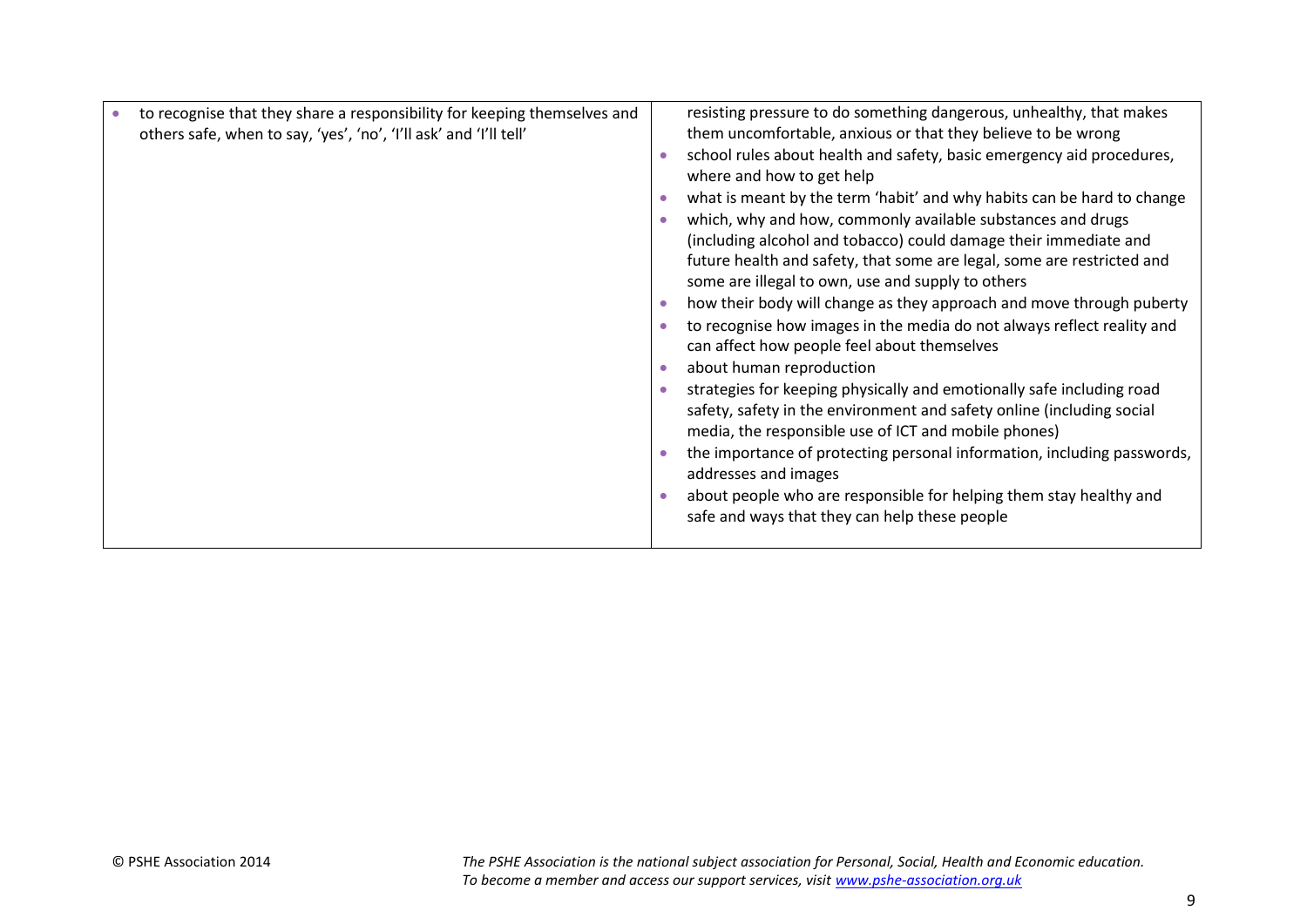| | |
|---|---|
| • to recognise that they share a responsibility for keeping themselves and others safe, when to say, 'yes', 'no', 'I'll ask' and 'I'll tell' | resisting pressure to do something dangerous, unhealthy, that makes them uncomfortable, anxious or that they believe to be wrong<br>• school rules about health and safety, basic emergency aid procedures, where and how to get help<br>• what is meant by the term 'habit' and why habits can be hard to change<br>• which, why and how, commonly available substances and drugs (including alcohol and tobacco) could damage their immediate and future health and safety, that some are legal, some are restricted and some are illegal to own, use and supply to others<br>• how their body will change as they approach and move through puberty<br>• to recognise how images in the media do not always reflect reality and can affect how people feel about themselves<br>• about human reproduction<br>• strategies for keeping physically and emotionally safe including road safety, safety in the environment and safety online (including social media, the responsible use of ICT and mobile phones)<br>• the importance of protecting personal information, including passwords, addresses and images<br>• about people who are responsible for helping them stay healthy and safe and ways that they can help these people |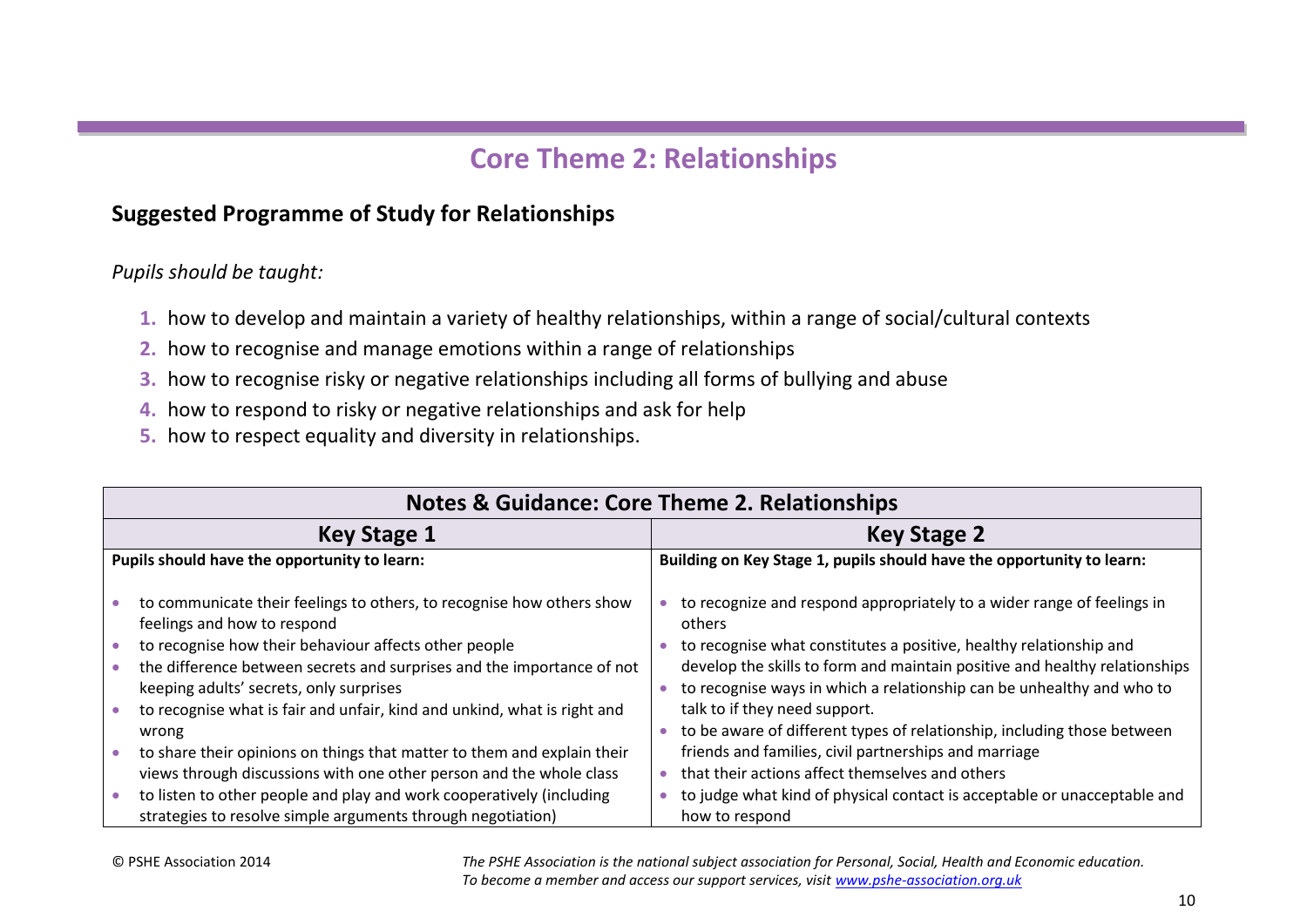# Core Theme 2: Relationships

## Suggested Programme of Study for Relationships

*Pupils should be taught:*

1. how to develop and maintain a variety of healthy relationships, within a range of social/cultural contexts
2. how to recognise and manage emotions within a range of relationships
3. how to recognise risky or negative relationships including all forms of bullying and abuse
4. how to respond to risky or negative relationships and ask for help
5. how to respect equality and diversity in relationships.

| Notes & Guidance: Core Theme 2. Relationships | |
|---|---|
| **Key Stage 1** | **Key Stage 2** |
| **Pupils should have the opportunity to learn:** | **Building on Key Stage 1, pupils should have the opportunity to learn:** |
| • to communicate their feelings to others, to recognise how others show feelings and how to respond<br>• to recognise how their behaviour affects other people<br>• the difference between secrets and surprises and the importance of not keeping adults' secrets, only surprises<br>• to recognise what is fair and unfair, kind and unkind, what is right and wrong<br>• to share their opinions on things that matter to them and explain their views through discussions with one other person and the whole class<br>• to listen to other people and play and work cooperatively (including strategies to resolve simple arguments through negotiation) | • to recognize and respond appropriately to a wider range of feelings in others<br>• to recognise what constitutes a positive, healthy relationship and develop the skills to form and maintain positive and healthy relationships<br>• to recognise ways in which a relationship can be unhealthy and who to talk to if they need support.<br>• to be aware of different types of relationship, including those between friends and families, civil partnerships and marriage<br>• that their actions affect themselves and others<br>• to judge what kind of physical contact is acceptable or unacceptable and how to respond |

© PSHE Association 2014

*The PSHE Association is the national subject association for Personal, Social, Health and Economic education. To become a member and access our support services, visit www.pshe-association.org.uk*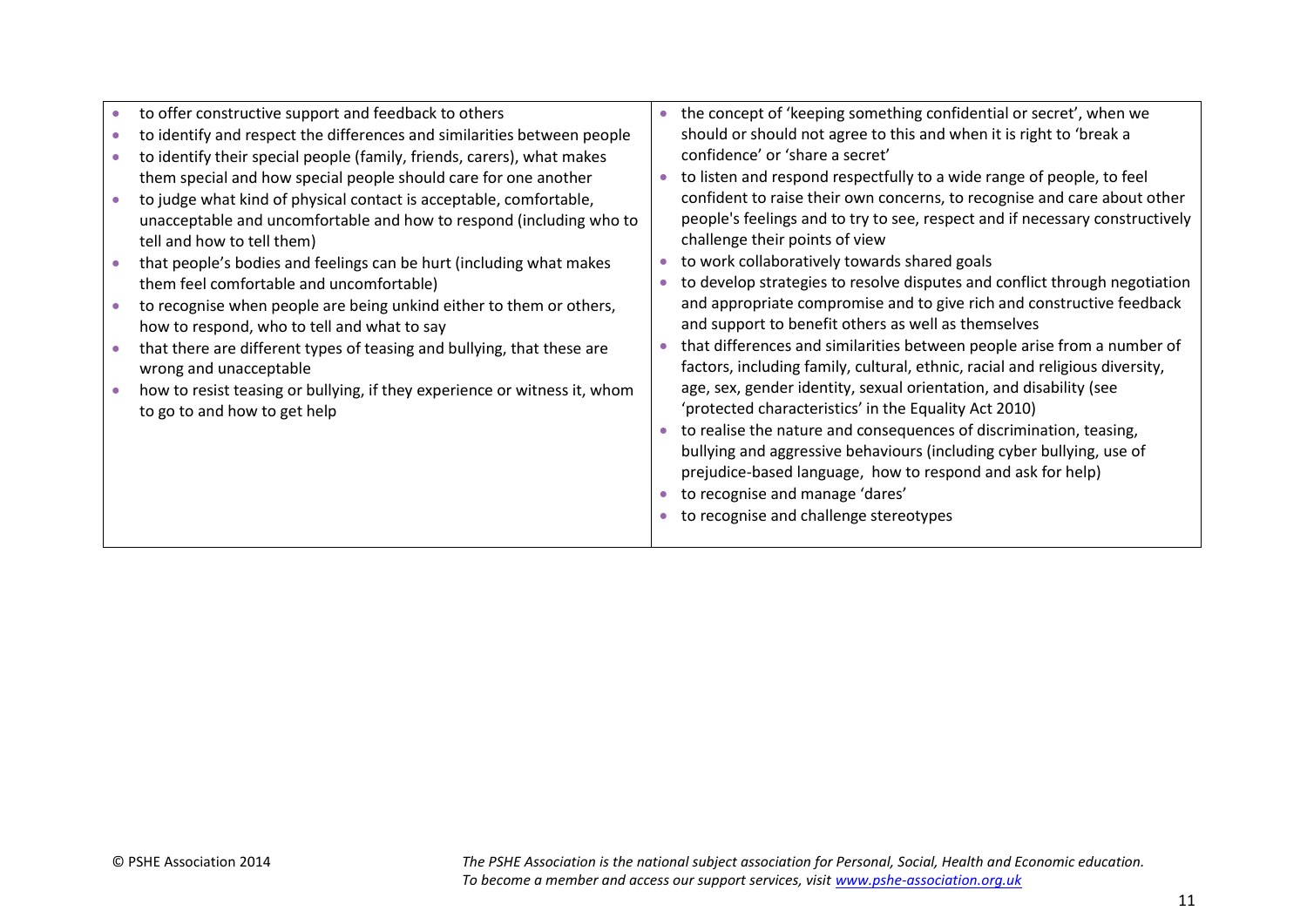| | |
|---|---|
| • to offer constructive support and feedback to others<br>• to identify and respect the differences and similarities between people<br>• to identify their special people (family, friends, carers), what makes them special and how special people should care for one another<br>• to judge what kind of physical contact is acceptable, comfortable, unacceptable and uncomfortable and how to respond (including who to tell and how to tell them)<br>• that people's bodies and feelings can be hurt (including what makes them feel comfortable and uncomfortable)<br>• to recognise when people are being unkind either to them or others, how to respond, who to tell and what to say<br>• that there are different types of teasing and bullying, that these are wrong and unacceptable<br>• how to resist teasing or bullying, if they experience or witness it, whom to go to and how to get help | • the concept of 'keeping something confidential or secret', when we should or should not agree to this and when it is right to 'break a confidence' or 'share a secret'<br>• to listen and respond respectfully to a wide range of people, to feel confident to raise their own concerns, to recognise and care about other people's feelings and to try to see, respect and if necessary constructively challenge their points of view<br>• to work collaboratively towards shared goals<br>• to develop strategies to resolve disputes and conflict through negotiation and appropriate compromise and to give rich and constructive feedback and support to benefit others as well as themselves<br>• that differences and similarities between people arise from a number of factors, including family, cultural, ethnic, racial and religious diversity, age, sex, gender identity, sexual orientation, and disability (see 'protected characteristics' in the Equality Act 2010)<br>• to realise the nature and consequences of discrimination, teasing, bullying and aggressive behaviours (including cyber bullying, use of prejudice-based language, how to respond and ask for help)<br>• to recognise and manage 'dares'<br>• to recognise and challenge stereotypes |

© PSHE Association 2014

*The PSHE Association is the national subject association for Personal, Social, Health and Economic education. To become a member and access our support services, visit [www.pshe-association.org.uk](http://www.pshe-association.org.uk)*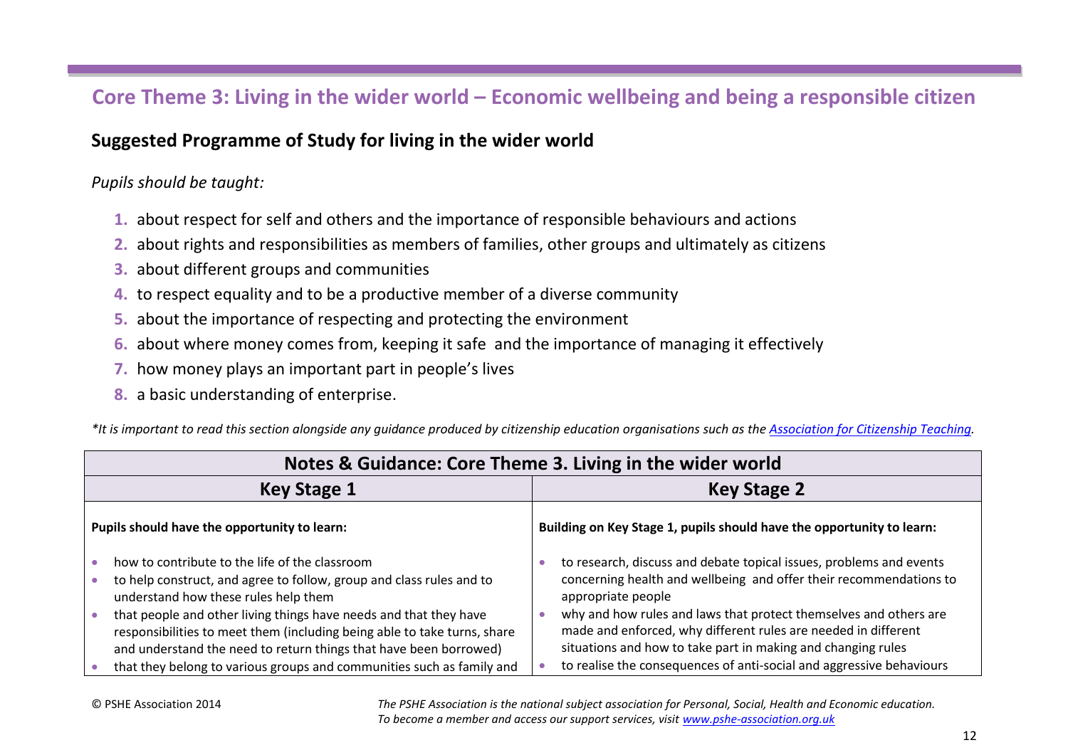## Core Theme 3: Living in the wider world – Economic wellbeing and being a responsible citizen

### Suggested Programme of Study for living in the wider world

*Pupils should be taught:*

1. about respect for self and others and the importance of responsible behaviours and actions
2. about rights and responsibilities as members of families, other groups and ultimately as citizens
3. about different groups and communities
4. to respect equality and to be a productive member of a diverse community
5. about the importance of respecting and protecting the environment
6. about where money comes from, keeping it safe and the importance of managing it effectively
7. how money plays an important part in people's lives
8. a basic understanding of enterprise.

*\*It is important to read this section alongside any guidance produced by citizenship education organisations such as the [Association for Citizenship Teaching](#).*

| Notes & Guidance: Core Theme 3. Living in the wider world | |
|---|---|
| **Key Stage 1** | **Key Stage 2** |
| **Pupils should have the opportunity to learn:**<br><br>• how to contribute to the life of the classroom<br>• to help construct, and agree to follow, group and class rules and to understand how these rules help them<br>• that people and other living things have needs and that they have responsibilities to meet them (including being able to take turns, share and understand the need to return things that have been borrowed)<br>• that they belong to various groups and communities such as family and | **Building on Key Stage 1, pupils should have the opportunity to learn:**<br><br>• to research, discuss and debate topical issues, problems and events concerning health and wellbeing and offer their recommendations to appropriate people<br>• why and how rules and laws that protect themselves and others are made and enforced, why different rules are needed in different situations and how to take part in making and changing rules<br>• to realise the consequences of anti-social and aggressive behaviours |

© PSHE Association 2014

*The PSHE Association is the national subject association for Personal, Social, Health and Economic education. To become a member and access our support services, visit [www.pshe-association.org.uk](www.pshe-association.org.uk)*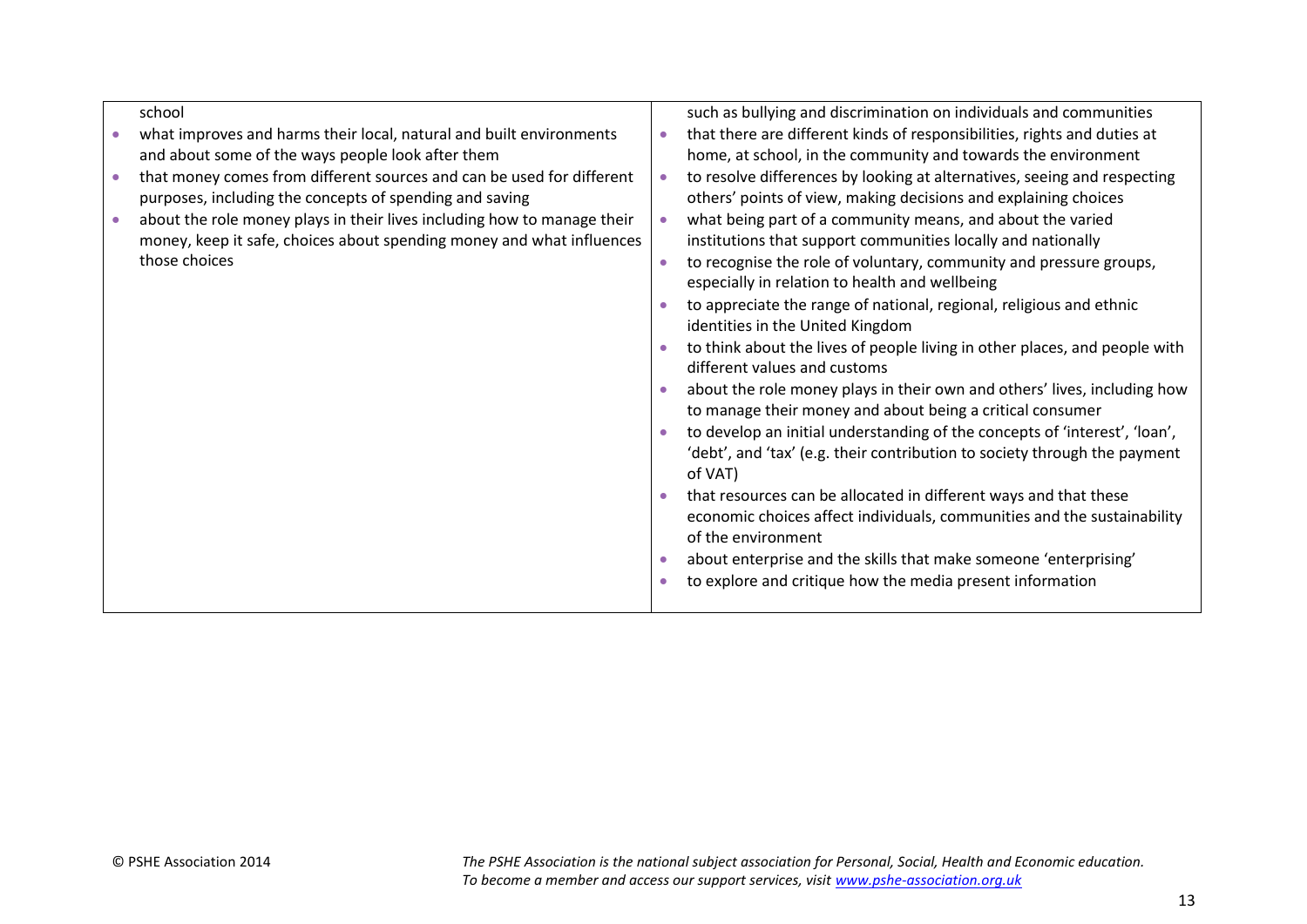| | |
|---|---|
| school<br>• what improves and harms their local, natural and built environments and about some of the ways people look after them<br>• that money comes from different sources and can be used for different purposes, including the concepts of spending and saving<br>• about the role money plays in their lives including how to manage their money, keep it safe, choices about spending money and what influences those choices | such as bullying and discrimination on individuals and communities<br>• that there are different kinds of responsibilities, rights and duties at home, at school, in the community and towards the environment<br>• to resolve differences by looking at alternatives, seeing and respecting others' points of view, making decisions and explaining choices<br>• what being part of a community means, and about the varied institutions that support communities locally and nationally<br>• to recognise the role of voluntary, community and pressure groups, especially in relation to health and wellbeing<br>• to appreciate the range of national, regional, religious and ethnic identities in the United Kingdom<br>• to think about the lives of people living in other places, and people with different values and customs<br>• about the role money plays in their own and others' lives, including how to manage their money and about being a critical consumer<br>• to develop an initial understanding of the concepts of 'interest', 'loan', 'debt', and 'tax' (e.g. their contribution to society through the payment of VAT)<br>• that resources can be allocated in different ways and that these economic choices affect individuals, communities and the sustainability of the environment<br>• about enterprise and the skills that make someone 'enterprising'<br>• to explore and critique how the media present information |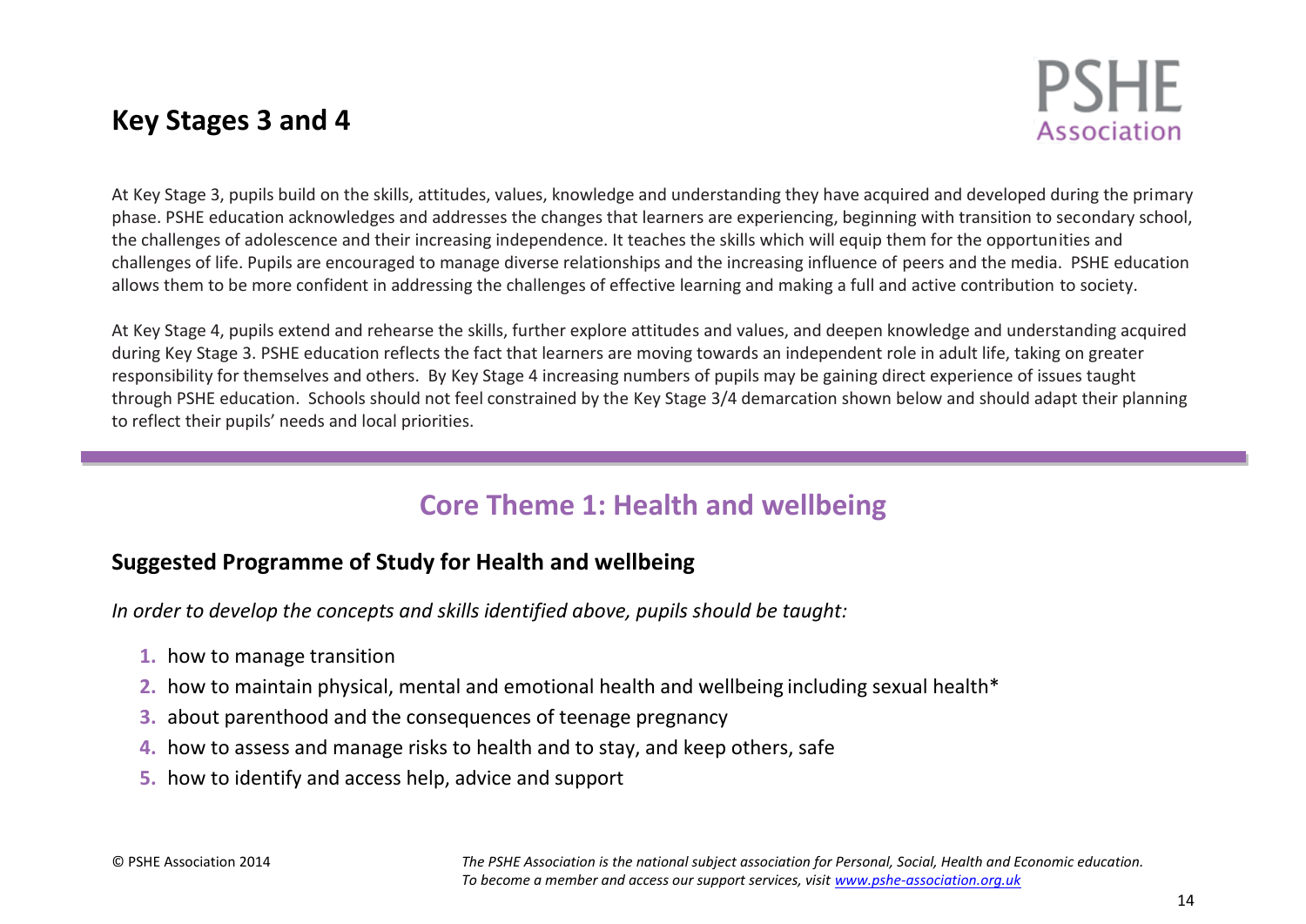## Key Stages 3 and 4

At Key Stage 3, pupils build on the skills, attitudes, values, knowledge and understanding they have acquired and developed during the primary phase. PSHE education acknowledges and addresses the changes that learners are experiencing, beginning with transition to secondary school, the challenges of adolescence and their increasing independence. It teaches the skills which will equip them for the opportunities and challenges of life. Pupils are encouraged to manage diverse relationships and the increasing influence of peers and the media. PSHE education allows them to be more confident in addressing the challenges of effective learning and making a full and active contribution to society.

At Key Stage 4, pupils extend and rehearse the skills, further explore attitudes and values, and deepen knowledge and understanding acquired during Key Stage 3. PSHE education reflects the fact that learners are moving towards an independent role in adult life, taking on greater responsibility for themselves and others. By Key Stage 4 increasing numbers of pupils may be gaining direct experience of issues taught through PSHE education. Schools should not feel constrained by the Key Stage 3/4 demarcation shown below and should adapt their planning to reflect their pupils' needs and local priorities.

# Core Theme 1: Health and wellbeing

### Suggested Programme of Study for Health and wellbeing

*In order to develop the concepts and skills identified above, pupils should be taught:*

1. how to manage transition
2. how to maintain physical, mental and emotional health and wellbeing including sexual health*
3. about parenthood and the consequences of teenage pregnancy
4. how to assess and manage risks to health and to stay, and keep others, safe
5. how to identify and access help, advice and support

© PSHE Association 2014

*The PSHE Association is the national subject association for Personal, Social, Health and Economic education. To become a member and access our support services, visit www.pshe-association.org.uk*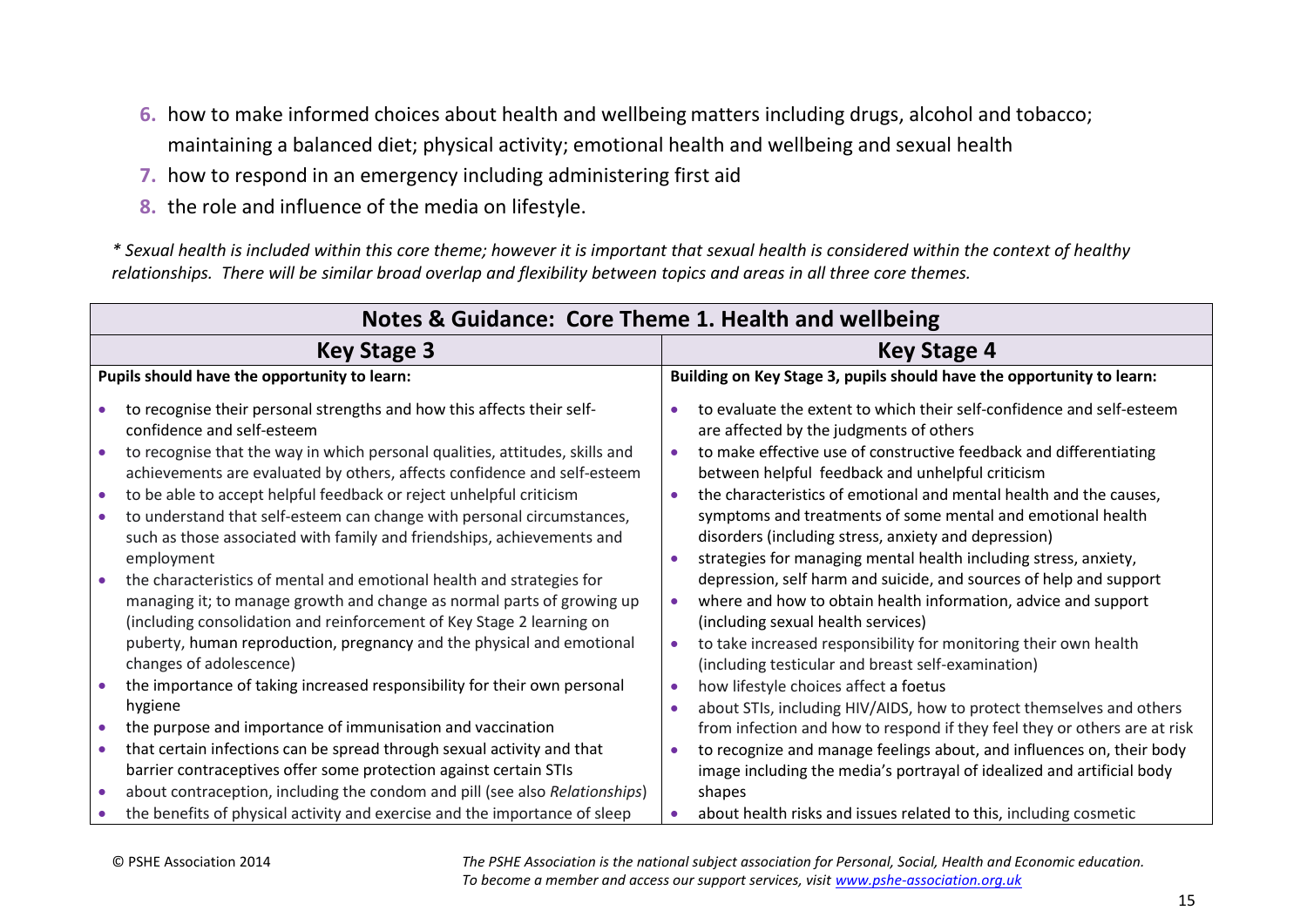6. how to make informed choices about health and wellbeing matters including drugs, alcohol and tobacco; maintaining a balanced diet; physical activity; emotional health and wellbeing and sexual health
7. how to respond in an emergency including administering first aid
8. the role and influence of the media on lifestyle.

*\* Sexual health is included within this core theme; however it is important that sexual health is considered within the context of healthy relationships. There will be similar broad overlap and flexibility between topics and areas in all three core themes.*

| **Notes & Guidance: Core Theme 1. Health and wellbeing** | |
|---|---|
| **Key Stage 3** | **Key Stage 4** |
| **Pupils should have the opportunity to learn:** | **Building on Key Stage 3, pupils should have the opportunity to learn:** |
| • to recognise their personal strengths and how this affects their self-confidence and self-esteem<br>• to recognise that the way in which personal qualities, attitudes, skills and achievements are evaluated by others, affects confidence and self-esteem<br>• to be able to accept helpful feedback or reject unhelpful criticism<br>• to understand that self-esteem can change with personal circumstances, such as those associated with family and friendships, achievements and employment<br>• the characteristics of mental and emotional health and strategies for managing it; to manage growth and change as normal parts of growing up (including consolidation and reinforcement of Key Stage 2 learning on puberty, human reproduction, pregnancy and the physical and emotional changes of adolescence)<br>• the importance of taking increased responsibility for their own personal hygiene<br>• the purpose and importance of immunisation and vaccination<br>• that certain infections can be spread through sexual activity and that barrier contraceptives offer some protection against certain STIs<br>• about contraception, including the condom and pill (see also *Relationships*)<br>• the benefits of physical activity and exercise and the importance of sleep | • to evaluate the extent to which their self-confidence and self-esteem are affected by the judgments of others<br>• to make effective use of constructive feedback and differentiating between helpful feedback and unhelpful criticism<br>• the characteristics of emotional and mental health and the causes, symptoms and treatments of some mental and emotional health disorders (including stress, anxiety and depression)<br>• strategies for managing mental health including stress, anxiety, depression, self harm and suicide, and sources of help and support<br>• where and how to obtain health information, advice and support (including sexual health services)<br>• to take increased responsibility for monitoring their own health (including testicular and breast self-examination)<br>• how lifestyle choices affect a foetus<br>• about STIs, including HIV/AIDS, how to protect themselves and others from infection and how to respond if they feel they or others are at risk<br>• to recognize and manage feelings about, and influences on, their body image including the media's portrayal of idealized and artificial body shapes<br>• about health risks and issues related to this, including cosmetic |

© PSHE Association 2014

*The PSHE Association is the national subject association for Personal, Social, Health and Economic education. To become a member and access our support services, visit www.pshe-association.org.uk*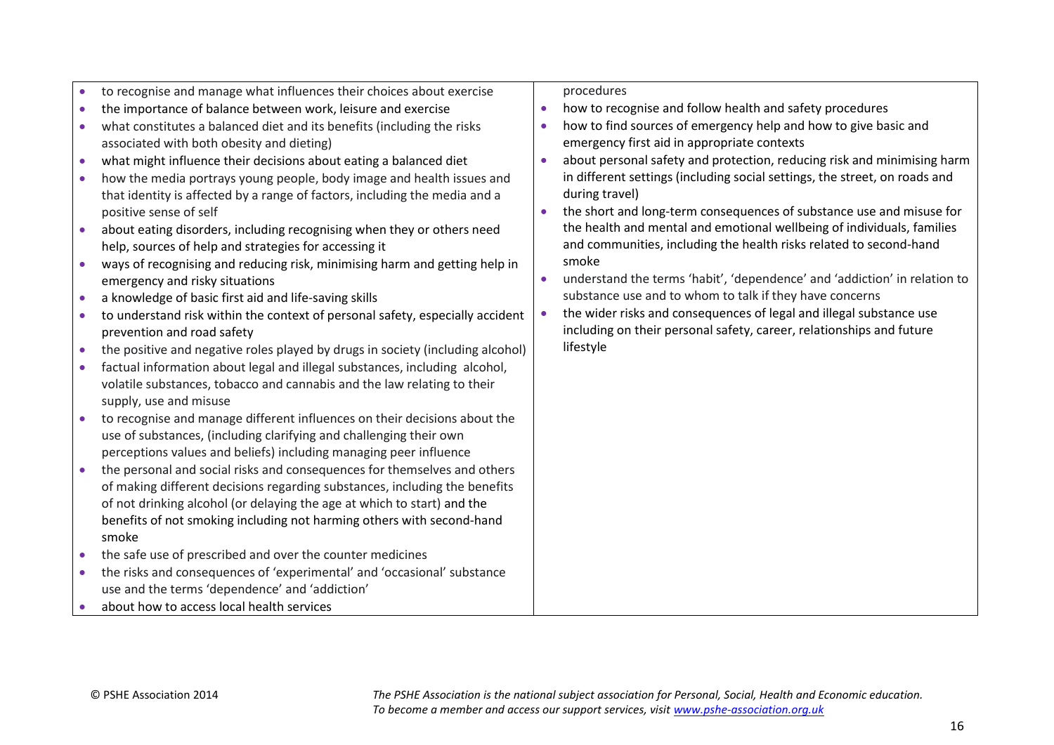| | |
|---|---|
| • to recognise and manage what influences their choices about exercise<br>• the importance of balance between work, leisure and exercise<br>• what constitutes a balanced diet and its benefits (including the risks associated with both obesity and dieting)<br>• what might influence their decisions about eating a balanced diet<br>• how the media portrays young people, body image and health issues and that identity is affected by a range of factors, including the media and a positive sense of self<br>• about eating disorders, including recognising when they or others need help, sources of help and strategies for accessing it<br>• ways of recognising and reducing risk, minimising harm and getting help in emergency and risky situations<br>• a knowledge of basic first aid and life-saving skills<br>• to understand risk within the context of personal safety, especially accident prevention and road safety<br>• the positive and negative roles played by drugs in society (including alcohol)<br>• factual information about legal and illegal substances, including alcohol, volatile substances, tobacco and cannabis and the law relating to their supply, use and misuse<br>• to recognise and manage different influences on their decisions about the use of substances, (including clarifying and challenging their own perceptions values and beliefs) including managing peer influence<br>• the personal and social risks and consequences for themselves and others of making different decisions regarding substances, including the benefits of not drinking alcohol (or delaying the age at which to start) and the benefits of not smoking including not harming others with second-hand smoke<br>• the safe use of prescribed and over the counter medicines<br>• the risks and consequences of 'experimental' and 'occasional' substance use and the terms 'dependence' and 'addiction'<br>• about how to access local health services | procedures<br>• how to recognise and follow health and safety procedures<br>• how to find sources of emergency help and how to give basic and emergency first aid in appropriate contexts<br>• about personal safety and protection, reducing risk and minimising harm in different settings (including social settings, the street, on roads and during travel)<br>• the short and long-term consequences of substance use and misuse for the health and mental and emotional wellbeing of individuals, families and communities, including the health risks related to second-hand smoke<br>• understand the terms 'habit', 'dependence' and 'addiction' in relation to substance use and to whom to talk if they have concerns<br>• the wider risks and consequences of legal and illegal substance use including on their personal safety, career, relationships and future lifestyle |

© PSHE Association 2014

*The PSHE Association is the national subject association for Personal, Social, Health and Economic education. To become a member and access our support services, visit [www.pshe-association.org.uk](http://www.pshe-association.org.uk)*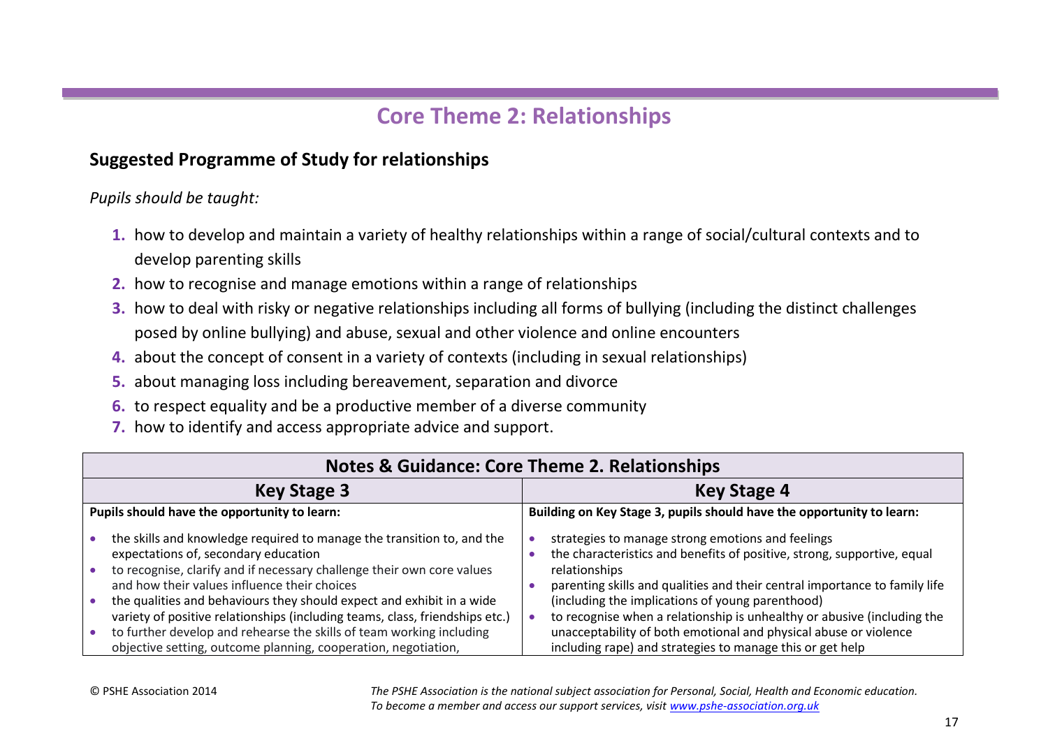# Core Theme 2: Relationships

## Suggested Programme of Study for relationships

*Pupils should be taught:*

1. how to develop and maintain a variety of healthy relationships within a range of social/cultural contexts and to develop parenting skills
2. how to recognise and manage emotions within a range of relationships
3. how to deal with risky or negative relationships including all forms of bullying (including the distinct challenges posed by online bullying) and abuse, sexual and other violence and online encounters
4. about the concept of consent in a variety of contexts (including in sexual relationships)
5. about managing loss including bereavement, separation and divorce
6. to respect equality and be a productive member of a diverse community
7. how to identify and access appropriate advice and support.

| Notes & Guidance: Core Theme 2. Relationships | |
|---|---|
| **Key Stage 3** | **Key Stage 4** |
| **Pupils should have the opportunity to learn:** | **Building on Key Stage 3, pupils should have the opportunity to learn:** |
| • the skills and knowledge required to manage the transition to, and the expectations of, secondary education<br>• to recognise, clarify and if necessary challenge their own core values and how their values influence their choices<br>• the qualities and behaviours they should expect and exhibit in a wide variety of positive relationships (including teams, class, friendships etc.)<br>• to further develop and rehearse the skills of team working including objective setting, outcome planning, cooperation, negotiation, | • strategies to manage strong emotions and feelings<br>• the characteristics and benefits of positive, strong, supportive, equal relationships<br>• parenting skills and qualities and their central importance to family life (including the implications of young parenthood)<br>• to recognise when a relationship is unhealthy or abusive (including the unacceptability of both emotional and physical abuse or violence including rape) and strategies to manage this or get help |

© PSHE Association 2014

*The PSHE Association is the national subject association for Personal, Social, Health and Economic education. To become a member and access our support services, visit www.pshe-association.org.uk*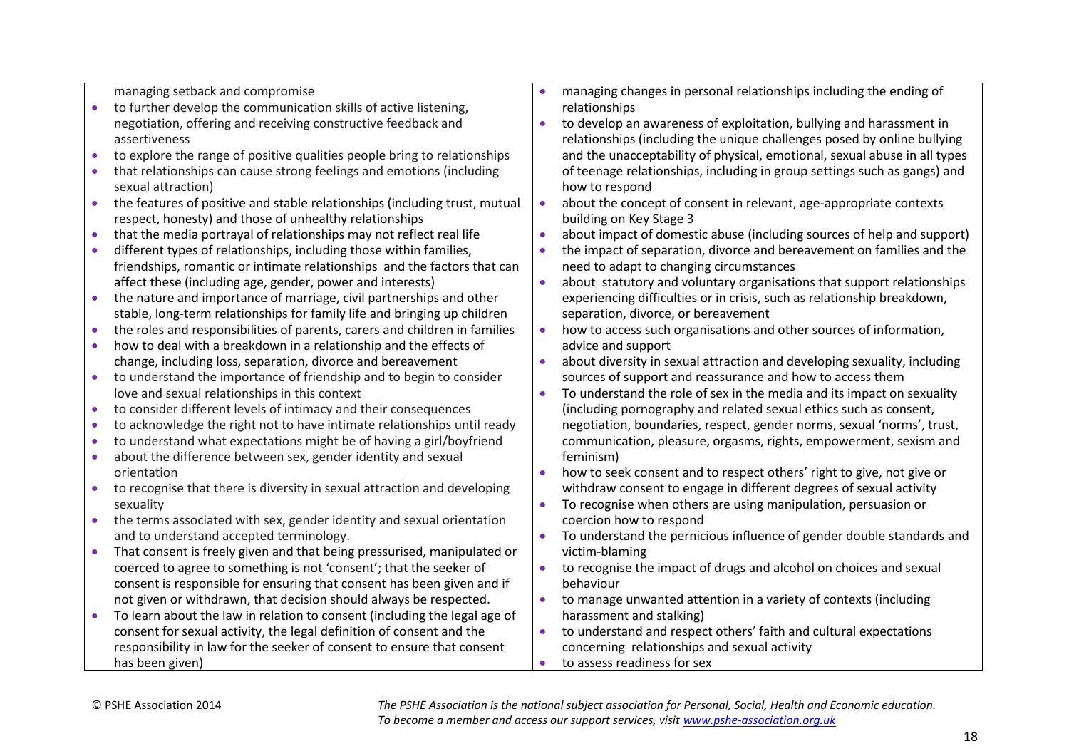| | |
|---|---|
| managing setback and compromise<br>• to further develop the communication skills of active listening, negotiation, offering and receiving constructive feedback and assertiveness<br>• to explore the range of positive qualities people bring to relationships<br>• that relationships can cause strong feelings and emotions (including sexual attraction)<br>• the features of positive and stable relationships (including trust, mutual respect, honesty) and those of unhealthy relationships<br>• that the media portrayal of relationships may not reflect real life<br>• different types of relationships, including those within families, friendships, romantic or intimate relationships and the factors that can affect these (including age, gender, power and interests)<br>• the nature and importance of marriage, civil partnerships and other stable, long-term relationships for family life and bringing up children<br>• the roles and responsibilities of parents, carers and children in families<br>• how to deal with a breakdown in a relationship and the effects of change, including loss, separation, divorce and bereavement<br>• to understand the importance of friendship and to begin to consider love and sexual relationships in this context<br>• to consider different levels of intimacy and their consequences<br>• to acknowledge the right not to have intimate relationships until ready<br>• to understand what expectations might be of having a girl/boyfriend<br>• about the difference between sex, gender identity and sexual orientation<br>• to recognise that there is diversity in sexual attraction and developing sexuality<br>• the terms associated with sex, gender identity and sexual orientation and to understand accepted terminology.<br>• That consent is freely given and that being pressurised, manipulated or coerced to agree to something is not 'consent'; that the seeker of consent is responsible for ensuring that consent has been given and if not given or withdrawn, that decision should always be respected.<br>• To learn about the law in relation to consent (including the legal age of consent for sexual activity, the legal definition of consent and the responsibility in law for the seeker of consent to ensure that consent has been given) | • managing changes in personal relationships including the ending of relationships<br>• to develop an awareness of exploitation, bullying and harassment in relationships (including the unique challenges posed by online bullying and the unacceptability of physical, emotional, sexual abuse in all types of teenage relationships, including in group settings such as gangs) and how to respond<br>• about the concept of consent in relevant, age-appropriate contexts building on Key Stage 3<br>• about impact of domestic abuse (including sources of help and support)<br>• the impact of separation, divorce and bereavement on families and the need to adapt to changing circumstances<br>• about statutory and voluntary organisations that support relationships experiencing difficulties or in crisis, such as relationship breakdown, separation, divorce, or bereavement<br>• how to access such organisations and other sources of information, advice and support<br>• about diversity in sexual attraction and developing sexuality, including sources of support and reassurance and how to access them<br>• To understand the role of sex in the media and its impact on sexuality (including pornography and related sexual ethics such as consent, negotiation, boundaries, respect, gender norms, sexual 'norms', trust, communication, pleasure, orgasms, rights, empowerment, sexism and feminism)<br>• how to seek consent and to respect others' right to give, not give or withdraw consent to engage in different degrees of sexual activity<br>• To recognise when others are using manipulation, persuasion or coercion how to respond<br>• To understand the pernicious influence of gender double standards and victim-blaming<br>• to recognise the impact of drugs and alcohol on choices and sexual behaviour<br>• to manage unwanted attention in a variety of contexts (including harassment and stalking)<br>• to understand and respect others' faith and cultural expectations concerning relationships and sexual activity<br>• to assess readiness for sex |

© PSHE Association 2014

*The PSHE Association is the national subject association for Personal, Social, Health and Economic education. To become a member and access our support services, visit www.pshe-association.org.uk*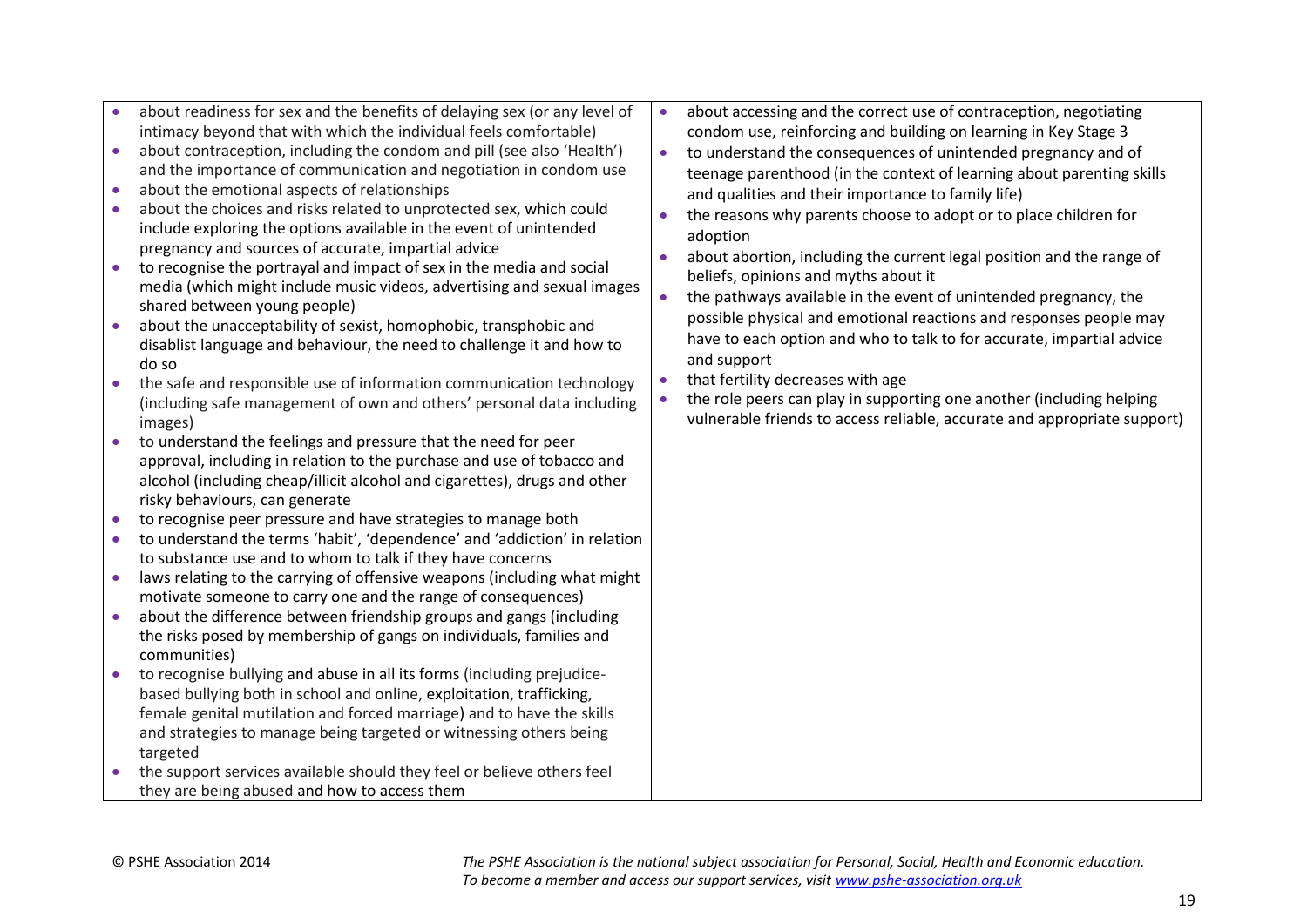| | |
|---|---|
| • about readiness for sex and the benefits of delaying sex (or any level of intimacy beyond that with which the individual feels comfortable)<br>• about contraception, including the condom and pill (see also 'Health') and the importance of communication and negotiation in condom use<br>• about the emotional aspects of relationships<br>• about the choices and risks related to unprotected sex, which could include exploring the options available in the event of unintended pregnancy and sources of accurate, impartial advice<br>• to recognise the portrayal and impact of sex in the media and social media (which might include music videos, advertising and sexual images shared between young people)<br>• about the unacceptability of sexist, homophobic, transphobic and disablist language and behaviour, the need to challenge it and how to do so<br>• the safe and responsible use of information communication technology (including safe management of own and others' personal data including images)<br>• to understand the feelings and pressure that the need for peer approval, including in relation to the purchase and use of tobacco and alcohol (including cheap/illicit alcohol and cigarettes), drugs and other risky behaviours, can generate<br>• to recognise peer pressure and have strategies to manage both<br>• to understand the terms 'habit', 'dependence' and 'addiction' in relation to substance use and to whom to talk if they have concerns<br>• laws relating to the carrying of offensive weapons (including what might motivate someone to carry one and the range of consequences)<br>• about the difference between friendship groups and gangs (including the risks posed by membership of gangs on individuals, families and communities)<br>• to recognise bullying and abuse in all its forms (including prejudice-based bullying both in school and online, exploitation, trafficking, female genital mutilation and forced marriage) and to have the skills and strategies to manage being targeted or witnessing others being targeted<br>• the support services available should they feel or believe others feel they are being abused and how to access them | • about accessing and the correct use of contraception, negotiating condom use, reinforcing and building on learning in Key Stage 3<br>• to understand the consequences of unintended pregnancy and of teenage parenthood (in the context of learning about parenting skills and qualities and their importance to family life)<br>• the reasons why parents choose to adopt or to place children for adoption<br>• about abortion, including the current legal position and the range of beliefs, opinions and myths about it<br>• the pathways available in the event of unintended pregnancy, the possible physical and emotional reactions and responses people may have to each option and who to talk to for accurate, impartial advice and support<br>• that fertility decreases with age<br>• the role peers can play in supporting one another (including helping vulnerable friends to access reliable, accurate and appropriate support) |

© PSHE Association 2014

*The PSHE Association is the national subject association for Personal, Social, Health and Economic education. To become a member and access our support services, visit www.pshe-association.org.uk*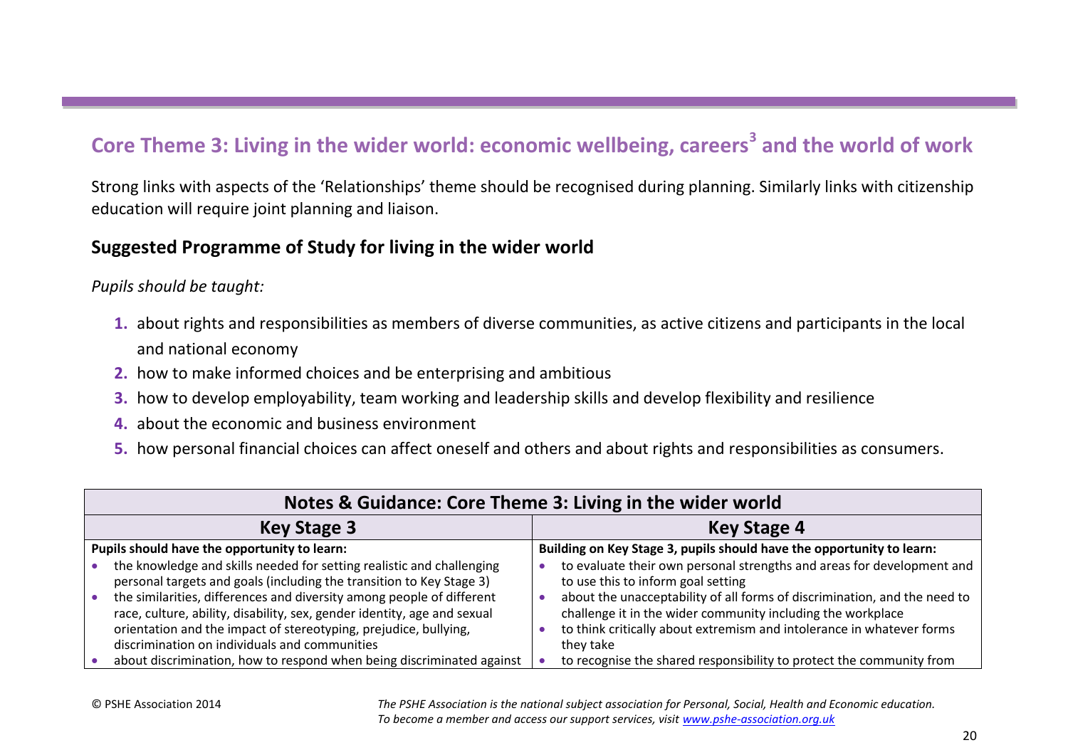## Core Theme 3: Living in the wider world: economic wellbeing, careers[3] and the world of work

Strong links with aspects of the 'Relationships' theme should be recognised during planning. Similarly links with citizenship education will require joint planning and liaison.

### Suggested Programme of Study for living in the wider world

*Pupils should be taught:*

1. about rights and responsibilities as members of diverse communities, as active citizens and participants in the local and national economy
2. how to make informed choices and be enterprising and ambitious
3. how to develop employability, team working and leadership skills and develop flexibility and resilience
4. about the economic and business environment
5. how personal financial choices can affect oneself and others and about rights and responsibilities as consumers.

| Notes & Guidance: Core Theme 3: Living in the wider world | |
|---|---|
| **Key Stage 3** | **Key Stage 4** |
| **Pupils should have the opportunity to learn:**<br>• the knowledge and skills needed for setting realistic and challenging personal targets and goals (including the transition to Key Stage 3)<br>• the similarities, differences and diversity among people of different race, culture, ability, disability, sex, gender identity, age and sexual orientation and the impact of stereotyping, prejudice, bullying, discrimination on individuals and communities<br>• about discrimination, how to respond when being discriminated against | **Building on Key Stage 3, pupils should have the opportunity to learn:**<br>• to evaluate their own personal strengths and areas for development and to use this to inform goal setting<br>• about the unacceptability of all forms of discrimination, and the need to challenge it in the wider community including the workplace<br>• to think critically about extremism and intolerance in whatever forms they take<br>• to recognise the shared responsibility to protect the community from |

© PSHE Association 2014

*The PSHE Association is the national subject association for Personal, Social, Health and Economic education. To become a member and access our support services, visit www.pshe-association.org.uk*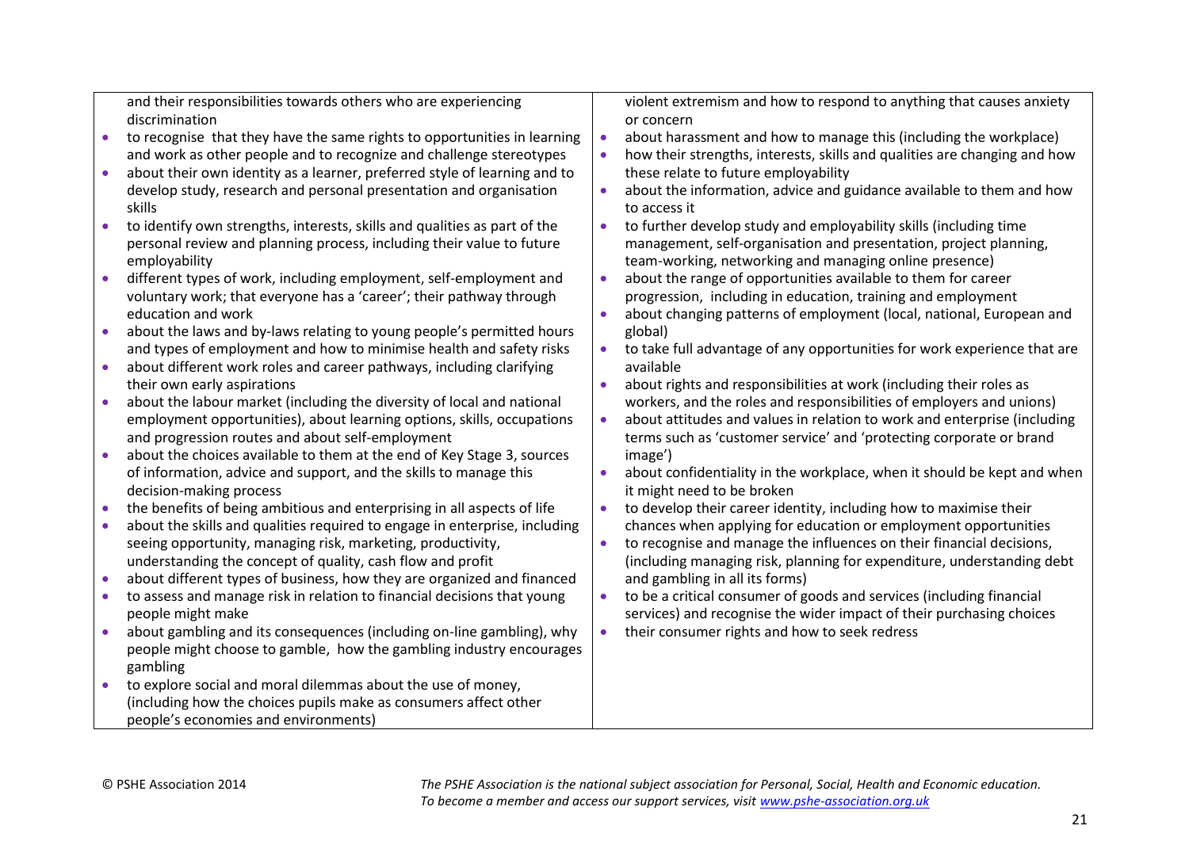| | |
|---|---|
| and their responsibilities towards others who are experiencing discrimination<br>• to recognise that they have the same rights to opportunities in learning and work as other people and to recognize and challenge stereotypes<br>• about their own identity as a learner, preferred style of learning and to develop study, research and personal presentation and organisation skills<br>• to identify own strengths, interests, skills and qualities as part of the personal review and planning process, including their value to future employability<br>• different types of work, including employment, self-employment and voluntary work; that everyone has a 'career'; their pathway through education and work<br>• about the laws and by-laws relating to young people's permitted hours and types of employment and how to minimise health and safety risks<br>• about different work roles and career pathways, including clarifying their own early aspirations<br>• about the labour market (including the diversity of local and national employment opportunities), about learning options, skills, occupations and progression routes and about self-employment<br>• about the choices available to them at the end of Key Stage 3, sources of information, advice and support, and the skills to manage this decision-making process<br>• the benefits of being ambitious and enterprising in all aspects of life<br>• about the skills and qualities required to engage in enterprise, including seeing opportunity, managing risk, marketing, productivity, understanding the concept of quality, cash flow and profit<br>• about different types of business, how they are organized and financed<br>• to assess and manage risk in relation to financial decisions that young people might make<br>• about gambling and its consequences (including on-line gambling), why people might choose to gamble, how the gambling industry encourages gambling<br>• to explore social and moral dilemmas about the use of money, (including how the choices pupils make as consumers affect other people's economies and environments) | violent extremism and how to respond to anything that causes anxiety or concern<br>• about harassment and how to manage this (including the workplace)<br>• how their strengths, interests, skills and qualities are changing and how these relate to future employability<br>• about the information, advice and guidance available to them and how to access it<br>• to further develop study and employability skills (including time management, self-organisation and presentation, project planning, team-working, networking and managing online presence)<br>• about the range of opportunities available to them for career progression, including in education, training and employment<br>• about changing patterns of employment (local, national, European and global)<br>• to take full advantage of any opportunities for work experience that are available<br>• about rights and responsibilities at work (including their roles as workers, and the roles and responsibilities of employers and unions)<br>• about attitudes and values in relation to work and enterprise (including terms such as 'customer service' and 'protecting corporate or brand image')<br>• about confidentiality in the workplace, when it should be kept and when it might need to be broken<br>• to develop their career identity, including how to maximise their chances when applying for education or employment opportunities<br>• to recognise and manage the influences on their financial decisions, (including managing risk, planning for expenditure, understanding debt and gambling in all its forms)<br>• to be a critical consumer of goods and services (including financial services) and recognise the wider impact of their purchasing choices<br>• their consumer rights and how to seek redress |

© PSHE Association 2014

*The PSHE Association is the national subject association for Personal, Social, Health and Economic education. To become a member and access our support services, visit www.pshe-association.org.uk*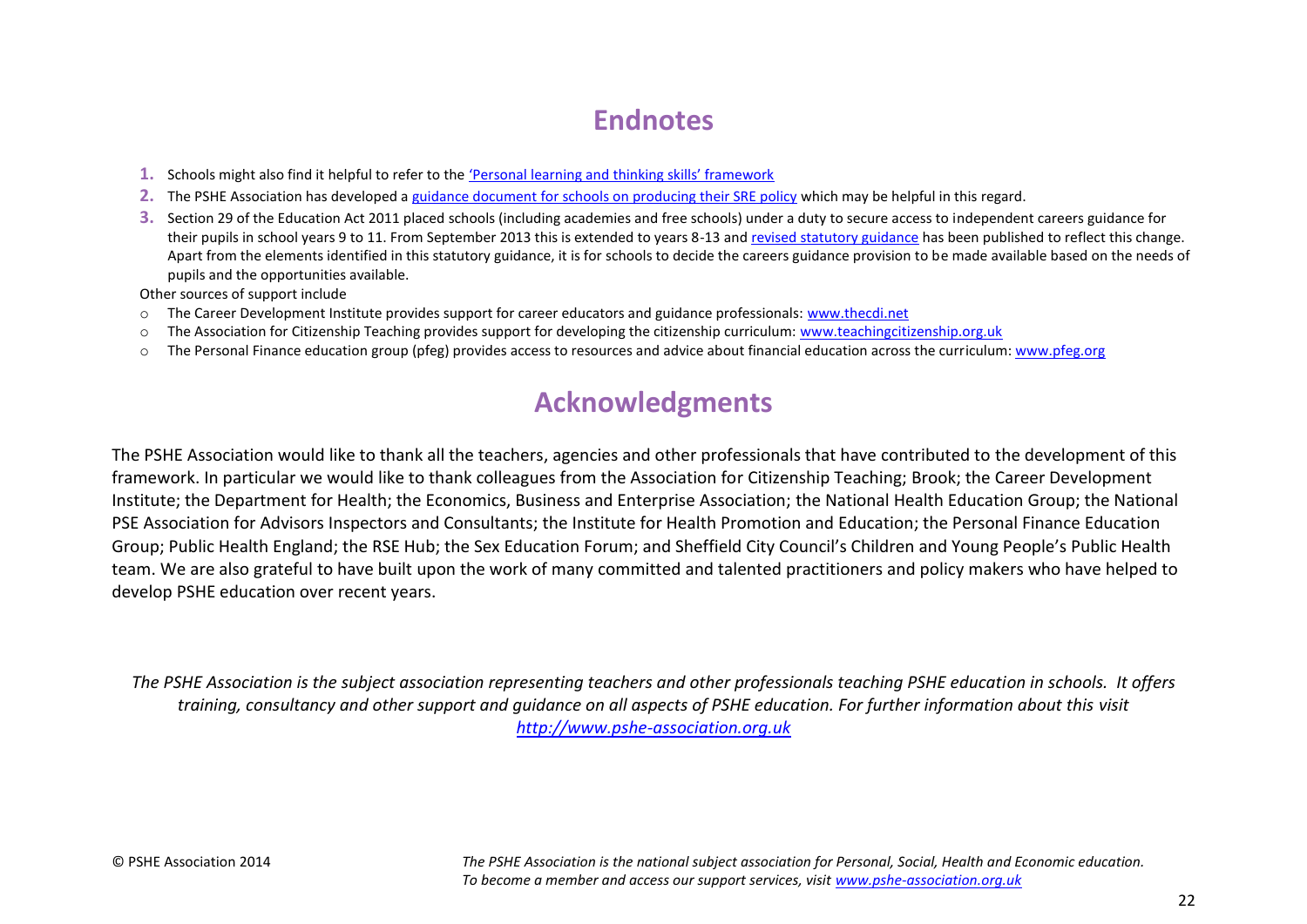## Endnotes

1. Schools might also find it helpful to refer to the 'Personal learning and thinking skills' framework
2. The PSHE Association has developed a guidance document for schools on producing their SRE policy which may be helpful in this regard.
3. Section 29 of the Education Act 2011 placed schools (including academies and free schools) under a duty to secure access to independent careers guidance for their pupils in school years 9 to 11. From September 2013 this is extended to years 8-13 and revised statutory guidance has been published to reflect this change. Apart from the elements identified in this statutory guidance, it is for schools to decide the careers guidance provision to be made available based on the needs of pupils and the opportunities available.

Other sources of support include

- The Career Development Institute provides support for career educators and guidance professionals: www.thecdi.net
- The Association for Citizenship Teaching provides support for developing the citizenship curriculum: www.teachingcitizenship.org.uk
- The Personal Finance education group (pfeg) provides access to resources and advice about financial education across the curriculum: www.pfeg.org

## Acknowledgments

The PSHE Association would like to thank all the teachers, agencies and other professionals that have contributed to the development of this framework. In particular we would like to thank colleagues from the Association for Citizenship Teaching; Brook; the Career Development Institute; the Department for Health; the Economics, Business and Enterprise Association; the National Health Education Group; the National PSE Association for Advisors Inspectors and Consultants; the Institute for Health Promotion and Education; the Personal Finance Education Group; Public Health England; the RSE Hub; the Sex Education Forum; and Sheffield City Council's Children and Young People's Public Health team. We are also grateful to have built upon the work of many committed and talented practitioners and policy makers who have helped to develop PSHE education over recent years.

*The PSHE Association is the subject association representing teachers and other professionals teaching PSHE education in schools. It offers training, consultancy and other support and guidance on all aspects of PSHE education. For further information about this visit http://www.pshe-association.org.uk*

© PSHE Association 2014

*The PSHE Association is the national subject association for Personal, Social, Health and Economic education. To become a member and access our support services, visit www.pshe-association.org.uk*